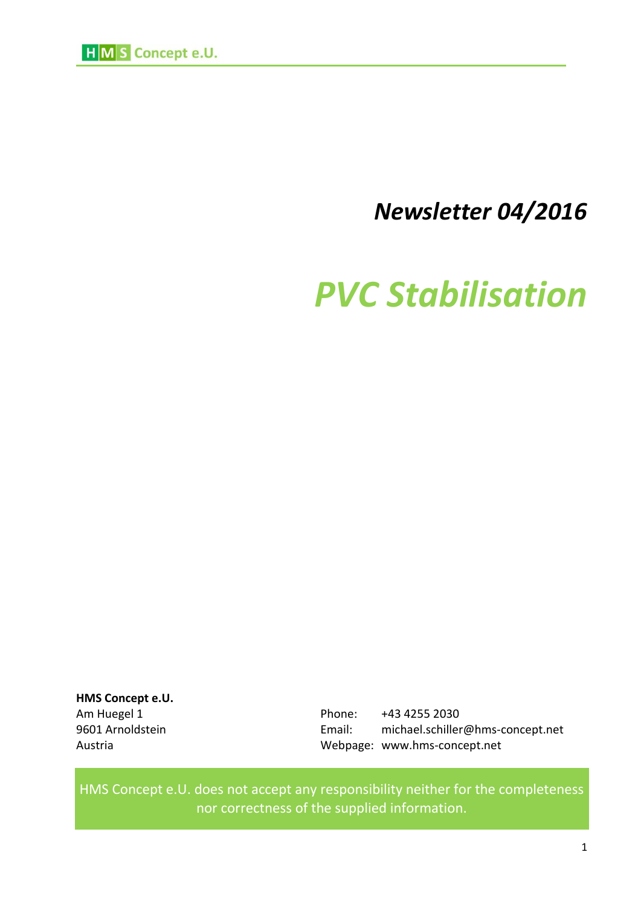HMS Concept e.U.

*Newsletter 04/2016*

# *PVC Stabilisation*

**HMS Concept e.U.**
Am Huegel 1
9601 Arnoldstein
Austria

Phone: +43 4255 2030
Email: michael.schiller@hms-concept.net
Webpage: www.hms-concept.net

HMS Concept e.U. does not accept any responsibility neither for the completeness nor correctness of the supplied information.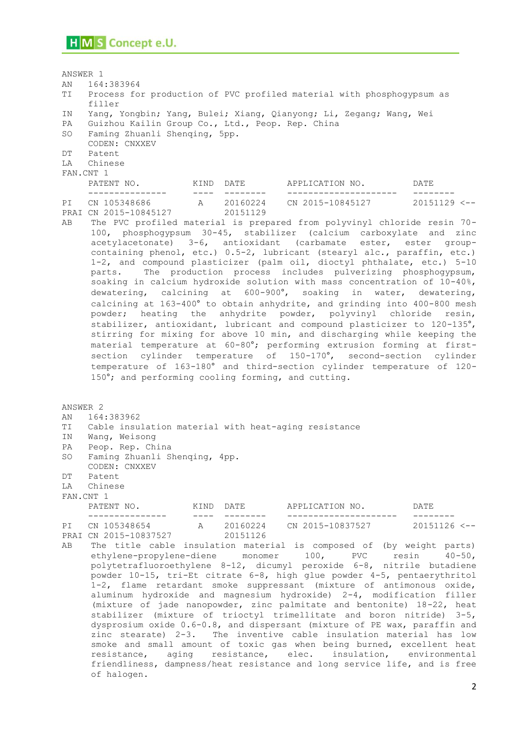ANSWER 1

AN 164:383964

TI Process for production of PVC profiled material with phosphogypsum as filler

IN Yang, Yongbin; Yang, Bulei; Xiang, Qianyong; Li, Zegang; Wang, Wei

PA Guizhou Kailin Group Co., Ltd., Peop. Rep. China

SO Faming Zhuanli Shenqing, 5pp.
CODEN: CNXXEV

DT Patent

LA Chinese

FAN.CNT 1

| | PATENT NO. | KIND | DATE | APPLICATION NO. | DATE |
|---|---|---|---|---|---|
| PI | CN 105348686 | A | 20160224 | CN 2015-10845127 | 20151129 <-- |
| PRAI | CN 2015-10845127 | | 20151129 | | |

AB The PVC profiled material is prepared from polyvinyl chloride resin 70-100, phosphogypsum 30-45, stabilizer (calcium carboxylate and zinc acetylacetonate) 3-6, antioxidant (carbamate ester, ester group-containing phenol, etc.) 0.5-2, lubricant (stearyl alc., paraffin, etc.) 1-2, and compound plasticizer (palm oil, dioctyl phthalate, etc.) 5-10 parts. The production process includes pulverizing phosphogypsum, soaking in calcium hydroxide solution with mass concentration of 10-40%, dewatering, calcining at 600-900°, soaking in water, dewatering, calcining at 163-400° to obtain anhydrite, and grinding into 400-800 mesh powder; heating the anhydrite powder, polyvinyl chloride resin, stabilizer, antioxidant, lubricant and compound plasticizer to 120-135°, stirring for mixing for above 10 min, and discharging while keeping the material temperature at 60-80°; performing extrusion forming at first-section cylinder temperature of 150-170°, second-section cylinder temperature of 163-180° and third-section cylinder temperature of 120-150°; and performing cooling forming, and cutting.

ANSWER 2

AN 164:383962

TI Cable insulation material with heat-aging resistance

IN Wang, Weisong

PA Peop. Rep. China

SO Faming Zhuanli Shenqing, 4pp.
CODEN: CNXXEV

DT Patent

LA Chinese

FAN.CNT 1

| | PATENT NO. | KIND | DATE | APPLICATION NO. | DATE |
|---|---|---|---|---|---|
| PI | CN 105348654 | A | 20160224 | CN 2015-10837527 | 20151126 <-- |
| PRAI | CN 2015-10837527 | | 20151126 | | |

AB The title cable insulation material is composed of (by weight parts) ethylene-propylene-diene monomer 100, PVC resin 40-50, polytetrafluoroethylene 8-12, dicumyl peroxide 6-8, nitrile butadiene powder 10-15, tri-Et citrate 6-8, high glue powder 4-5, pentaerythritol 1-2, flame retardant smoke suppressant (mixture of antimonous oxide, aluminum hydroxide and magnesium hydroxide) 2-4, modification filler (mixture of jade nanopowder, zinc palmitate and bentonite) 18-22, heat stabilizer (mixture of trioctyl trimellitate and boron nitride) 3-5, dysprosium oxide 0.6-0.8, and dispersant (mixture of PE wax, paraffin and zinc stearate) 2-3. The inventive cable insulation material has low smoke and small amount of toxic gas when being burned, excellent heat resistance, aging resistance, elec. insulation, environmental friendliness, dampness/heat resistance and long service life, and is free of halogen.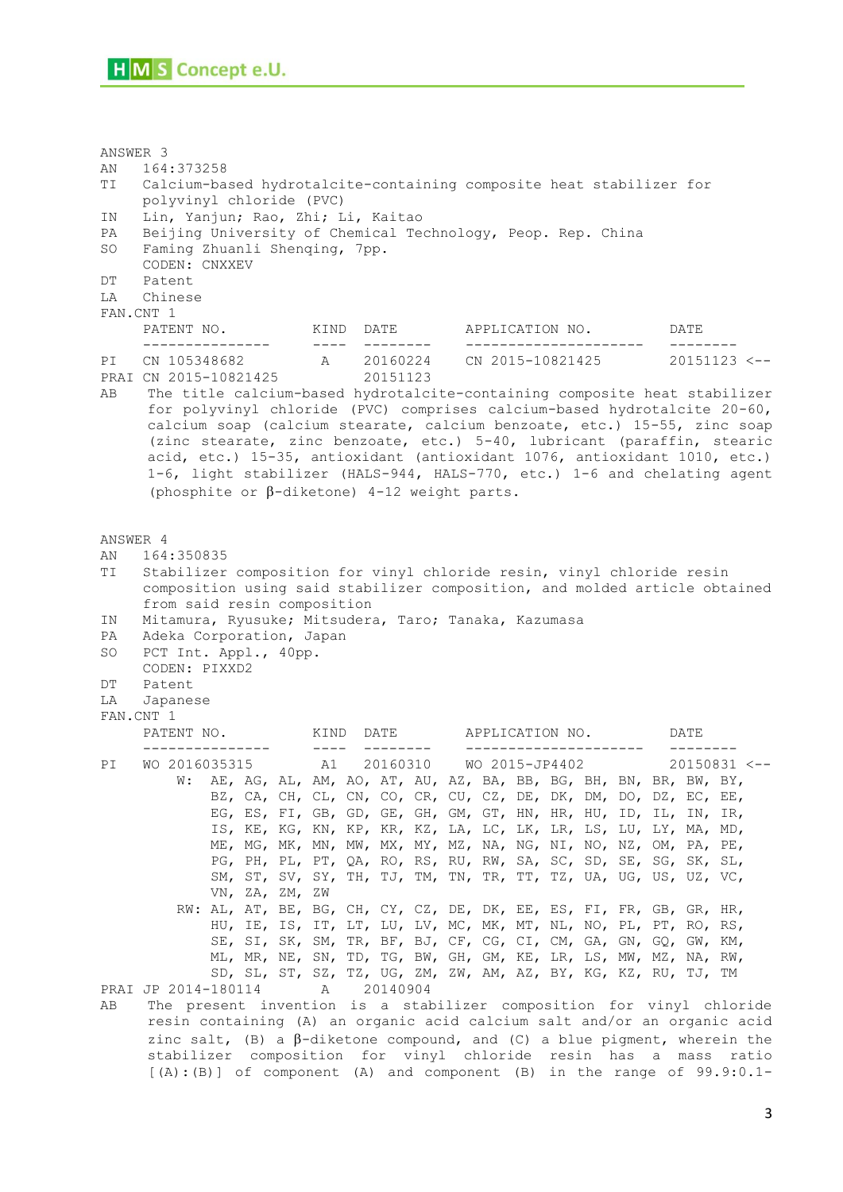ANSWER 3

AN 164:373258

TI Calcium-based hydrotalcite-containing composite heat stabilizer for polyvinyl chloride (PVC)

IN Lin, Yanjun; Rao, Zhi; Li, Kaitao

PA Beijing University of Chemical Technology, Peop. Rep. China

SO Faming Zhuanli Shenqing, 7pp.
CODEN: CNXXEV

DT Patent

LA Chinese

FAN.CNT 1

| | PATENT NO. | KIND | DATE | APPLICATION NO. | DATE |
|---|---|---|---|---|---|
| PI | CN 105348682 | A | 20160224 | CN 2015-10821425 | 20151123 <-- |
| PRAI | CN 2015-10821425 | | 20151123 | | |

AB The title calcium-based hydrotalcite-containing composite heat stabilizer for polyvinyl chloride (PVC) comprises calcium-based hydrotalcite 20-60, calcium soap (calcium stearate, calcium benzoate, etc.) 15-55, zinc soap (zinc stearate, zinc benzoate, etc.) 5-40, lubricant (paraffin, stearic acid, etc.) 15-35, antioxidant (antioxidant 1076, antioxidant 1010, etc.) 1-6, light stabilizer (HALS-944, HALS-770, etc.) 1-6 and chelating agent (phosphite or β-diketone) 4-12 weight parts.

ANSWER 4

AN 164:350835

TI Stabilizer composition for vinyl chloride resin, vinyl chloride resin composition using said stabilizer composition, and molded article obtained from said resin composition

IN Mitamura, Ryusuke; Mitsudera, Taro; Tanaka, Kazumasa

PA Adeka Corporation, Japan

SO PCT Int. Appl., 40pp.
CODEN: PIXXD2

DT Patent

LA Japanese

FAN.CNT 1

| | PATENT NO. | KIND | DATE | APPLICATION NO. | DATE |
|---|---|---|---|---|---|
| PI | WO 2016035315 | A1 | 20160310 | WO 2015-JP4402 | 20150831 <-- |

W: AE, AG, AL, AM, AO, AT, AU, AZ, BA, BB, BG, BH, BN, BR, BW, BY, BZ, CA, CH, CL, CN, CO, CR, CU, CZ, DE, DK, DM, DO, DZ, EC, EE, EG, ES, FI, GB, GD, GE, GH, GM, GT, HN, HR, HU, ID, IL, IN, IR, IS, KE, KG, KN, KP, KR, KZ, LA, LC, LK, LR, LS, LU, LY, MA, MD, ME, MG, MK, MN, MW, MX, MY, MZ, NA, NG, NI, NO, NZ, OM, PA, PE, PG, PH, PL, PT, QA, RO, RS, RU, RW, SA, SC, SD, SE, SG, SK, SL, SM, ST, SV, SY, TH, TJ, TM, TN, TR, TT, TZ, UA, UG, US, UZ, VC, VN, ZA, ZM, ZW

RW: AL, AT, BE, BG, CH, CY, CZ, DE, DK, EE, ES, FI, FR, GB, GR, HR, HU, IE, IS, IT, LT, LU, LV, MC, MK, MT, NL, NO, PL, PT, RO, RS, SE, SI, SK, SM, TR, BF, BJ, CF, CG, CI, CM, GA, GN, GQ, GW, KM, ML, MR, NE, SN, TD, TG, BW, GH, GM, KE, LR, LS, MW, MZ, NA, RW, SD, SL, ST, SZ, TZ, UG, ZM, ZW, AM, AZ, BY, KG, KZ, RU, TJ, TM

PRAI JP 2014-180114 A 20140904

AB The present invention is a stabilizer composition for vinyl chloride resin containing (A) an organic acid calcium salt and/or an organic acid zinc salt, (B) a β-diketone compound, and (C) a blue pigment, wherein the stabilizer composition for vinyl chloride resin has a mass ratio [(A):(B)] of component (A) and component (B) in the range of 99.9:0.1-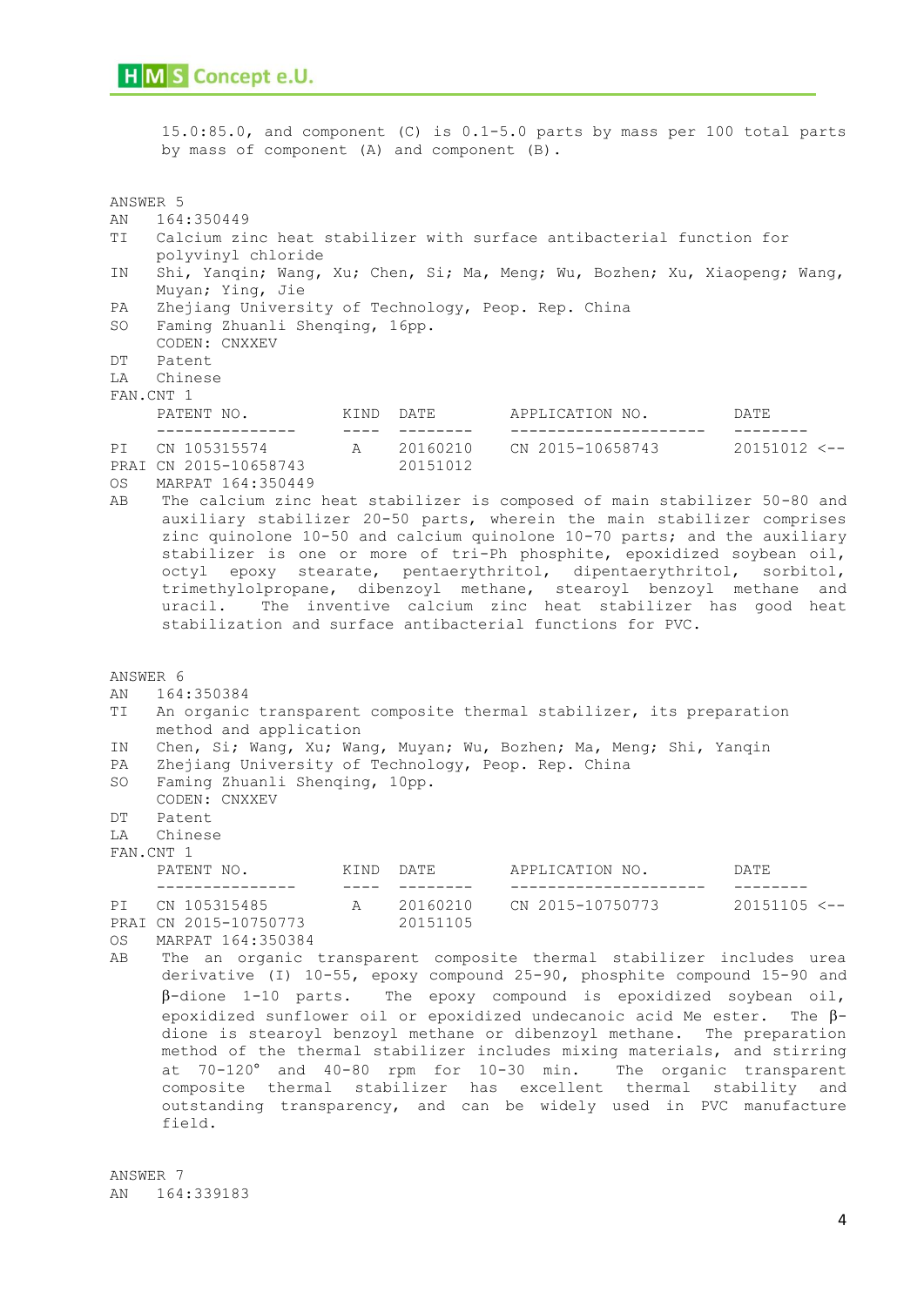15.0:85.0, and component (C) is 0.1-5.0 parts by mass per 100 total parts by mass of component (A) and component (B).

ANSWER 5

AN 164:350449

TI Calcium zinc heat stabilizer with surface antibacterial function for polyvinyl chloride

IN Shi, Yanqin; Wang, Xu; Chen, Si; Ma, Meng; Wu, Bozhen; Xu, Xiaopeng; Wang, Muyan; Ying, Jie

PA Zhejiang University of Technology, Peop. Rep. China

SO Faming Zhuanli Shenqing, 16pp.
CODEN: CNXXEV

DT Patent

LA Chinese

FAN.CNT 1

| | PATENT NO. | KIND | DATE | APPLICATION NO. | DATE |
|---|---|---|---|---|---|
| PI | CN 105315574 | A | 20160210 | CN 2015-10658743 | 20151012 <-- |
| PRAI | CN 2015-10658743 | | 20151012 | | |

OS MARPAT 164:350449

AB The calcium zinc heat stabilizer is composed of main stabilizer 50-80 and auxiliary stabilizer 20-50 parts, wherein the main stabilizer comprises zinc quinolone 10-50 and calcium quinolone 10-70 parts; and the auxiliary stabilizer is one or more of tri-Ph phosphite, epoxidized soybean oil, octyl epoxy stearate, pentaerythritol, dipentaerythritol, sorbitol, trimethylolpropane, dibenzoyl methane, stearoyl benzoyl methane and uracil. The inventive calcium zinc heat stabilizer has good heat stabilization and surface antibacterial functions for PVC.

ANSWER 6

AN 164:350384

TI An organic transparent composite thermal stabilizer, its preparation method and application

IN Chen, Si; Wang, Xu; Wang, Muyan; Wu, Bozhen; Ma, Meng; Shi, Yanqin

PA Zhejiang University of Technology, Peop. Rep. China

SO Faming Zhuanli Shenqing, 10pp.
CODEN: CNXXEV

DT Patent

LA Chinese

FAN.CNT 1

| | PATENT NO. | KIND | DATE | APPLICATION NO. | DATE |
|---|---|---|---|---|---|
| PI | CN 105315485 | A | 20160210 | CN 2015-10750773 | 20151105 <-- |
| PRAI | CN 2015-10750773 | | 20151105 | | |

OS MARPAT 164:350384

AB The an organic transparent composite thermal stabilizer includes urea derivative (I) 10-55, epoxy compound 25-90, phosphite compound 15-90 and β-dione 1-10 parts. The epoxy compound is epoxidized soybean oil, epoxidized sunflower oil or epoxidized undecanoic acid Me ester. The β-dione is stearoyl benzoyl methane or dibenzoyl methane. The preparation method of the thermal stabilizer includes mixing materials, and stirring at 70-120° and 40-80 rpm for 10-30 min. The organic transparent composite thermal stabilizer has excellent thermal stability and outstanding transparency, and can be widely used in PVC manufacture field.

ANSWER 7

AN 164:339183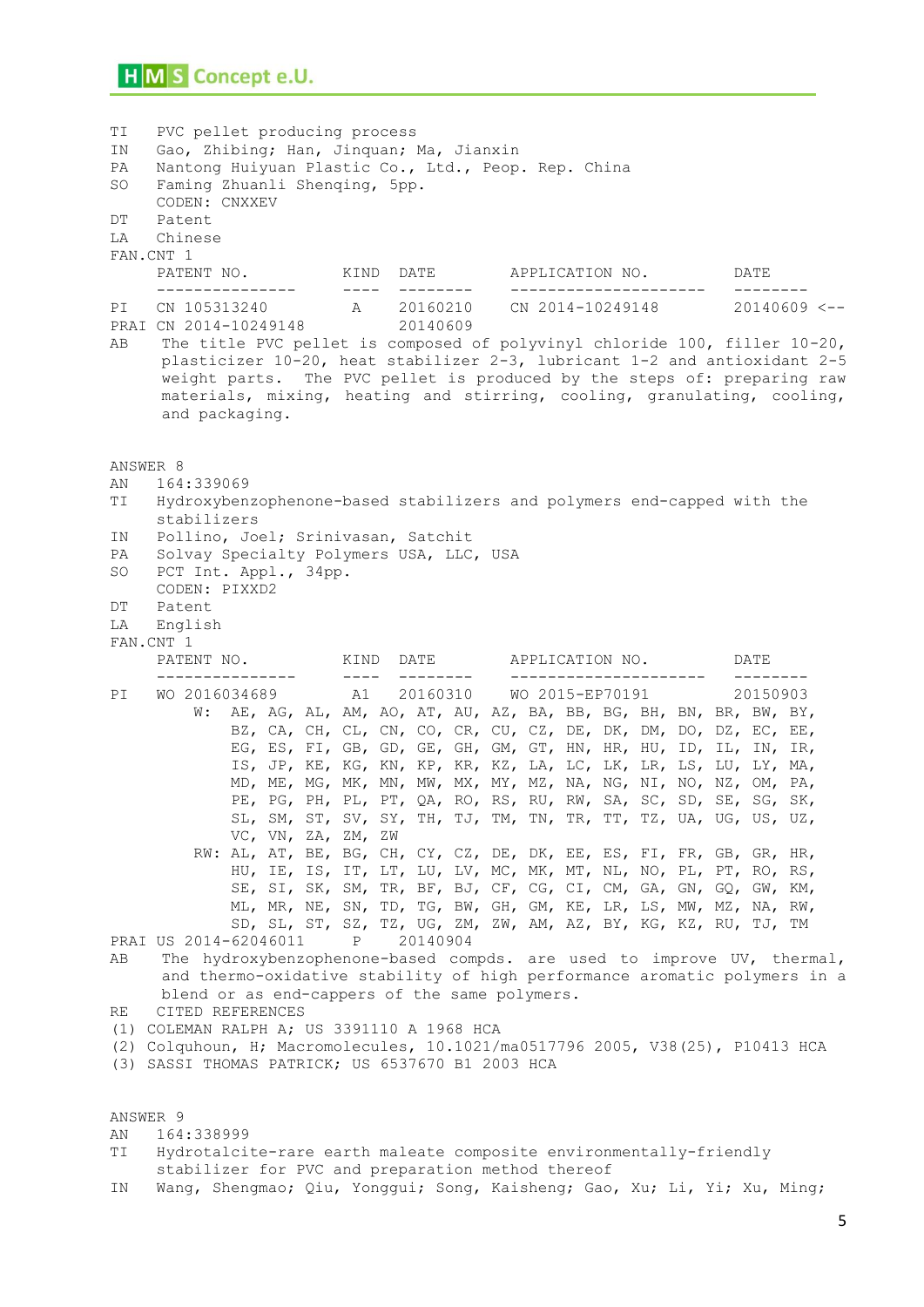```
TI   PVC pellet producing process
IN   Gao, Zhibing; Han, Jinquan; Ma, Jianxin
PA   Nantong Huiyuan Plastic Co., Ltd., Peop. Rep. China
SO   Faming Zhuanli Shenqing, 5pp.
     CODEN: CNXXEV
DT   Patent
LA   Chinese
FAN.CNT 1
     PATENT NO.          KIND  DATE        APPLICATION NO.        DATE
     ---------------     ----  --------    ---------------------  --------
PI   CN 105313240         A    20160210    CN 2014-10249148       20140609 <--
PRAI CN 2014-10249148          20140609
AB    The title PVC pellet is composed of polyvinyl chloride 100, filler 10-20,
      plasticizer 10-20, heat stabilizer 2-3, lubricant 1-2 and antioxidant 2-5
      weight parts.  The PVC pellet is produced by the steps of: preparing raw
      materials, mixing, heating and stirring, cooling, granulating, cooling,
      and packaging.


ANSWER 8
AN   164:339069
TI   Hydroxybenzophenone-based stabilizers and polymers end-capped with the
     stabilizers
IN   Pollino, Joel; Srinivasan, Satchit
PA   Solvay Specialty Polymers USA, LLC, USA
SO   PCT Int. Appl., 34pp.
     CODEN: PIXXD2
DT   Patent
LA   English
FAN.CNT 1
     PATENT NO.          KIND  DATE        APPLICATION NO.        DATE
     ---------------     ----  --------    ---------------------  --------
PI   WO 2016034689        A1   20160310    WO 2015-EP70191        20150903
         W:  AE, AG, AL, AM, AO, AT, AU, AZ, BA, BB, BG, BH, BN, BR, BW, BY,
             BZ, CA, CH, CL, CN, CO, CR, CU, CZ, DE, DK, DM, DO, DZ, EC, EE,
             EG, ES, FI, GB, GD, GE, GH, GM, GT, HN, HR, HU, ID, IL, IN, IR,
             IS, JP, KE, KG, KN, KP, KR, KZ, LA, LC, LK, LR, LS, LU, LY, MA,
             MD, ME, MG, MK, MN, MW, MX, MY, MZ, NA, NG, NI, NO, NZ, OM, PA,
             PE, PG, PH, PL, PT, QA, RO, RS, RU, RW, SA, SC, SD, SE, SG, SK,
             SL, SM, ST, SV, SY, TH, TJ, TM, TN, TR, TT, TZ, UA, UG, US, UZ,
             VC, VN, ZA, ZM, ZW
         RW: AL, AT, BE, BG, CH, CY, CZ, DE, DK, EE, ES, FI, FR, GB, GR, HR,
             HU, IE, IS, IT, LT, LU, LV, MC, MK, MT, NL, NO, PL, PT, RO, RS,
             SE, SI, SK, SM, TR, BF, BJ, CF, CG, CI, CM, GA, GN, GQ, GW, KM,
             ML, MR, NE, SN, TD, TG, BW, GH, GM, KE, LR, LS, MW, MZ, NA, RW,
             SD, SL, ST, SZ, TZ, UG, ZM, ZW, AM, AZ, BY, KG, KZ, RU, TJ, TM
PRAI US 2014-62046011     P    20140904
AB    The hydroxybenzophenone-based compds. are used to improve UV, thermal,
      and thermo-oxidative stability of high performance aromatic polymers in a
      blend or as end-cappers of the same polymers.
RE   CITED REFERENCES
(1) COLEMAN RALPH A; US 3391110 A 1968 HCA
(2) Colquhoun, H; Macromolecules, 10.1021/ma0517796 2005, V38(25), P10413 HCA
(3) SASSI THOMAS PATRICK; US 6537670 B1 2003 HCA


ANSWER 9
AN   164:338999
TI   Hydrotalcite-rare earth maleate composite environmentally-friendly
     stabilizer for PVC and preparation method thereof
IN   Wang, Shengmao; Qiu, Yonggui; Song, Kaisheng; Gao, Xu; Li, Yi; Xu, Ming;
```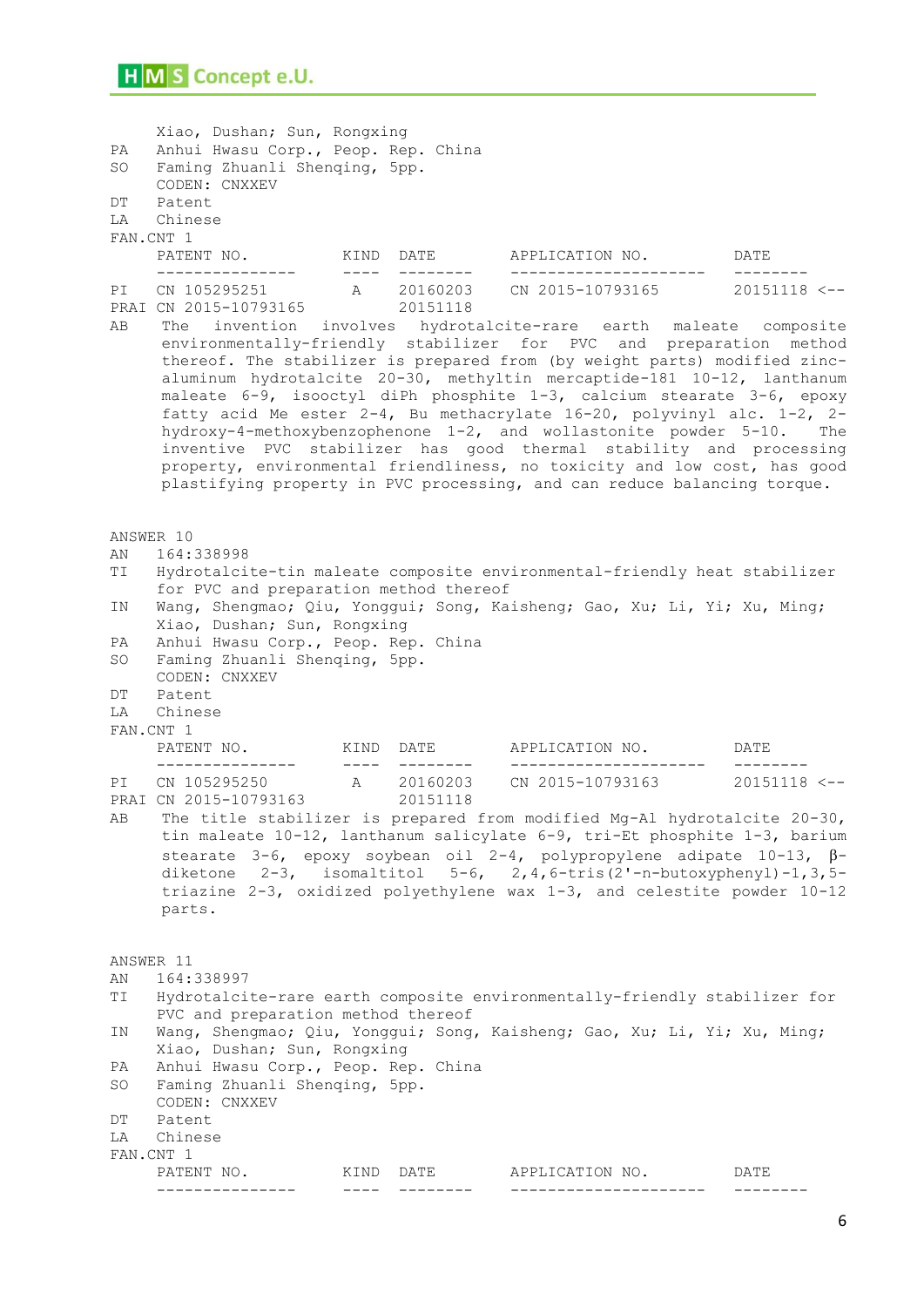```
     Xiao, Dushan; Sun, Rongxing
PA   Anhui Hwasu Corp., Peop. Rep. China
SO   Faming Zhuanli Shenqing, 5pp.
     CODEN: CNXXEV
DT   Patent
LA   Chinese
FAN.CNT 1
     PATENT NO.          KIND  DATE        APPLICATION NO.          DATE
     ---------------     ----  --------    ---------------------    --------
PI   CN 105295251         A    20160203    CN 2015-10793165         20151118 <--
PRAI CN 2015-10793165          20151118
AB   The invention involves hydrotalcite-rare earth maleate composite
     environmentally-friendly stabilizer for PVC and preparation method
     thereof. The stabilizer is prepared from (by weight parts) modified zinc-
     aluminum hydrotalcite 20-30, methyltin mercaptide-181 10-12, lanthanum
     maleate 6-9, isooctyl diPh phosphite 1-3, calcium stearate 3-6, epoxy
     fatty acid Me ester 2-4, Bu methacrylate 16-20, polyvinyl alc. 1-2, 2-
     hydroxy-4-methoxybenzophenone 1-2, and wollastonite powder 5-10. The
     inventive PVC stabilizer has good thermal stability and processing
     property, environmental friendliness, no toxicity and low cost, has good
     plastifying property in PVC processing, and can reduce balancing torque.


ANSWER 10
AN   164:338998
TI   Hydrotalcite-tin maleate composite environmental-friendly heat stabilizer
     for PVC and preparation method thereof
IN   Wang, Shengmao; Qiu, Yonggui; Song, Kaisheng; Gao, Xu; Li, Yi; Xu, Ming;
     Xiao, Dushan; Sun, Rongxing
PA   Anhui Hwasu Corp., Peop. Rep. China
SO   Faming Zhuanli Shenqing, 5pp.
     CODEN: CNXXEV
DT   Patent
LA   Chinese
FAN.CNT 1
     PATENT NO.          KIND  DATE        APPLICATION NO.          DATE
     ---------------     ----  --------    ---------------------    --------
PI   CN 105295250         A    20160203    CN 2015-10793163         20151118 <--
PRAI CN 2015-10793163          20151118
AB   The title stabilizer is prepared from modified Mg-Al hydrotalcite 20-30,
     tin maleate 10-12, lanthanum salicylate 6-9, tri-Et phosphite 1-3, barium
     stearate 3-6, epoxy soybean oil 2-4, polypropylene adipate 10-13, β-
     diketone 2-3, isomaltitol 5-6, 2,4,6-tris(2'-n-butoxyphenyl)-1,3,5-
     triazine 2-3, oxidized polyethylene wax 1-3, and celestite powder 10-12
     parts.


ANSWER 11
AN   164:338997
TI   Hydrotalcite-rare earth composite environmentally-friendly stabilizer for
     PVC and preparation method thereof
IN   Wang, Shengmao; Qiu, Yonggui; Song, Kaisheng; Gao, Xu; Li, Yi; Xu, Ming;
     Xiao, Dushan; Sun, Rongxing
PA   Anhui Hwasu Corp., Peop. Rep. China
SO   Faming Zhuanli Shenqing, 5pp.
     CODEN: CNXXEV
DT   Patent
LA   Chinese
FAN.CNT 1
     PATENT NO.          KIND  DATE        APPLICATION NO.          DATE
     ---------------     ----  --------    ---------------------    --------
```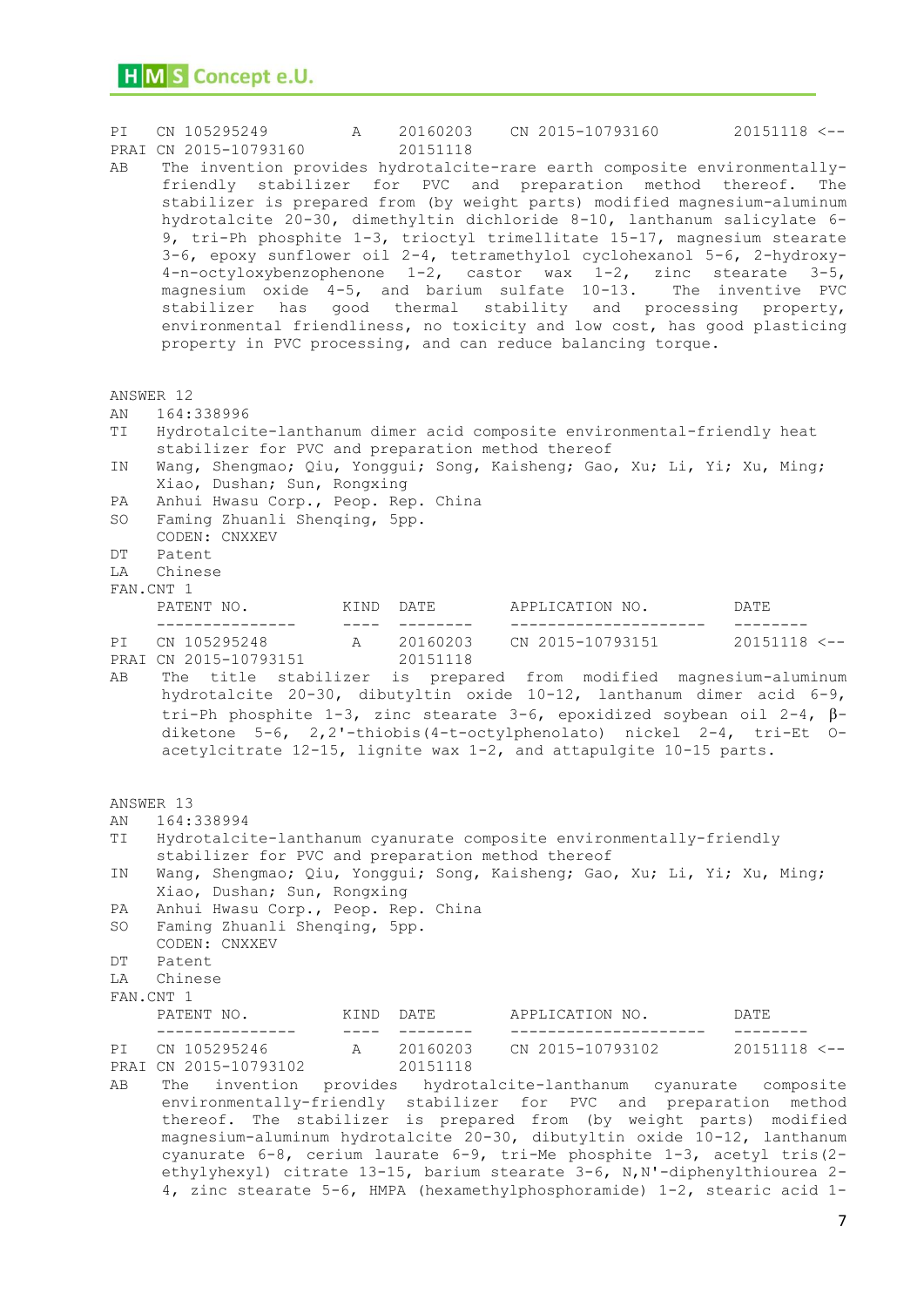| | PATENT NO. | KIND | DATE | APPLICATION NO. | DATE |
|---|---|---|---|---|---|
| PI | CN 105295249 | A | 20160203 | CN 2015-10793160 | 20151118 <-- |
| PRAI | CN 2015-10793160 | | 20151118 | | |

AB The invention provides hydrotalcite-rare earth composite environmentally-friendly stabilizer for PVC and preparation method thereof. The stabilizer is prepared from (by weight parts) modified magnesium-aluminum hydrotalcite 20-30, dimethyltin dichloride 8-10, lanthanum salicylate 6-9, tri-Ph phosphite 1-3, trioctyl trimellitate 15-17, magnesium stearate 3-6, epoxy sunflower oil 2-4, tetramethylol cyclohexanol 5-6, 2-hydroxy-4-n-octyloxybenzophenone 1-2, castor wax 1-2, zinc stearate 3-5, magnesium oxide 4-5, and barium sulfate 10-13. The inventive PVC stabilizer has good thermal stability and processing property, environmental friendliness, no toxicity and low cost, has good plasticing property in PVC processing, and can reduce balancing torque.

ANSWER 12

AN 164:338996

TI Hydrotalcite-lanthanum dimer acid composite environmental-friendly heat stabilizer for PVC and preparation method thereof

IN Wang, Shengmao; Qiu, Yonggui; Song, Kaisheng; Gao, Xu; Li, Yi; Xu, Ming; Xiao, Dushan; Sun, Rongxing

PA Anhui Hwasu Corp., Peop. Rep. China

SO Faming Zhuanli Shenqing, 5pp.
CODEN: CNXXEV

DT Patent

LA Chinese

FAN.CNT 1

| | PATENT NO. | KIND | DATE | APPLICATION NO. | DATE |
|---|---|---|---|---|---|
| PI | CN 105295248 | A | 20160203 | CN 2015-10793151 | 20151118 <-- |
| PRAI | CN 2015-10793151 | | 20151118 | | |

AB The title stabilizer is prepared from modified magnesium-aluminum hydrotalcite 20-30, dibutyltin oxide 10-12, lanthanum dimer acid 6-9, tri-Ph phosphite 1-3, zinc stearate 3-6, epoxidized soybean oil 2-4, β-diketone 5-6, 2,2'-thiobis(4-t-octylphenolato) nickel 2-4, tri-Et O-acetylcitrate 12-15, lignite wax 1-2, and attapulgite 10-15 parts.

ANSWER 13

AN 164:338994

TI Hydrotalcite-lanthanum cyanurate composite environmentally-friendly stabilizer for PVC and preparation method thereof

IN Wang, Shengmao; Qiu, Yonggui; Song, Kaisheng; Gao, Xu; Li, Yi; Xu, Ming; Xiao, Dushan; Sun, Rongxing

PA Anhui Hwasu Corp., Peop. Rep. China

SO Faming Zhuanli Shenqing, 5pp.
CODEN: CNXXEV

DT Patent

LA Chinese

FAN.CNT 1

| | PATENT NO. | KIND | DATE | APPLICATION NO. | DATE |
|---|---|---|---|---|---|
| PI | CN 105295246 | A | 20160203 | CN 2015-10793102 | 20151118 <-- |
| PRAI | CN 2015-10793102 | | 20151118 | | |

AB The invention provides hydrotalcite-lanthanum cyanurate composite environmentally-friendly stabilizer for PVC and preparation method thereof. The stabilizer is prepared from (by weight parts) modified magnesium-aluminum hydrotalcite 20-30, dibutyltin oxide 10-12, lanthanum cyanurate 6-8, cerium laurate 6-9, tri-Me phosphite 1-3, acetyl tris(2-ethylhexyl) citrate 13-15, barium stearate 3-6, N,N'-diphenylthiourea 2-4, zinc stearate 5-6, HMPA (hexamethylphosphoramide) 1-2, stearic acid 1-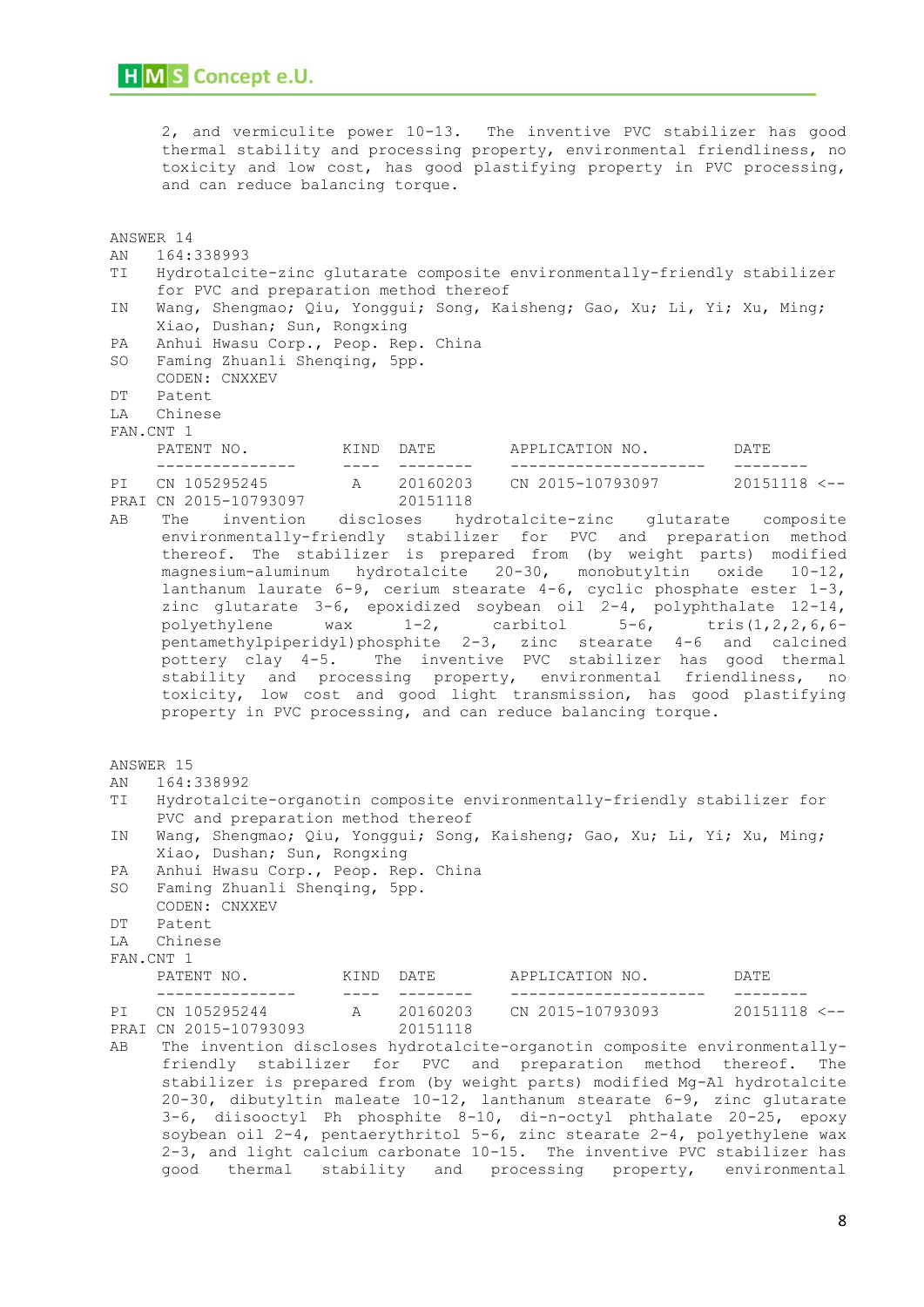2, and vermiculite power 10-13. The inventive PVC stabilizer has good thermal stability and processing property, environmental friendliness, no toxicity and low cost, has good plastifying property in PVC processing, and can reduce balancing torque.

ANSWER 14

AN 164:338993

TI Hydrotalcite-zinc glutarate composite environmentally-friendly stabilizer for PVC and preparation method thereof

IN Wang, Shengmao; Qiu, Yonggui; Song, Kaisheng; Gao, Xu; Li, Yi; Xu, Ming; Xiao, Dushan; Sun, Rongxing

PA Anhui Hwasu Corp., Peop. Rep. China

SO Faming Zhuanli Shenqing, 5pp.
CODEN: CNXXEV

DT Patent

LA Chinese

FAN.CNT 1

| | PATENT NO. | KIND | DATE | APPLICATION NO. | DATE |
|---|---|---|---|---|---|
| PI | CN 105295245 | A | 20160203 | CN 2015-10793097 | 20151118 <-- |
| PRAI | CN 2015-10793097 | | 20151118 | | |

AB The invention discloses hydrotalcite-zinc glutarate composite environmentally-friendly stabilizer for PVC and preparation method thereof. The stabilizer is prepared from (by weight parts) modified magnesium-aluminum hydrotalcite 20-30, monobutyltin oxide 10-12, lanthanum laurate 6-9, cerium stearate 4-6, cyclic phosphate ester 1-3, zinc glutarate 3-6, epoxidized soybean oil 2-4, polyphthalate 12-14, polyethylene wax 1-2, carbitol 5-6, tris(1,2,2,6,6-pentamethylpiperidyl)phosphite 2-3, zinc stearate 4-6 and calcined pottery clay 4-5. The inventive PVC stabilizer has good thermal stability and processing property, environmental friendliness, no toxicity, low cost and good light transmission, has good plastifying property in PVC processing, and can reduce balancing torque.

ANSWER 15

AN 164:338992

TI Hydrotalcite-organotin composite environmentally-friendly stabilizer for PVC and preparation method thereof

IN Wang, Shengmao; Qiu, Yonggui; Song, Kaisheng; Gao, Xu; Li, Yi; Xu, Ming; Xiao, Dushan; Sun, Rongxing

PA Anhui Hwasu Corp., Peop. Rep. China

SO Faming Zhuanli Shenqing, 5pp.
CODEN: CNXXEV

DT Patent

LA Chinese

FAN.CNT 1

| | PATENT NO. | KIND | DATE | APPLICATION NO. | DATE |
|---|---|---|---|---|---|
| PI | CN 105295244 | A | 20160203 | CN 2015-10793093 | 20151118 <-- |
| PRAI | CN 2015-10793093 | | 20151118 | | |

AB The invention discloses hydrotalcite-organotin composite environmentally-friendly stabilizer for PVC and preparation method thereof. The stabilizer is prepared from (by weight parts) modified Mg-Al hydrotalcite 20-30, dibutyltin maleate 10-12, lanthanum stearate 6-9, zinc glutarate 3-6, diisooctyl Ph phosphite 8-10, di-n-octyl phthalate 20-25, epoxy soybean oil 2-4, pentaerythritol 5-6, zinc stearate 2-4, polyethylene wax 2-3, and light calcium carbonate 10-15. The inventive PVC stabilizer has good thermal stability and processing property, environmental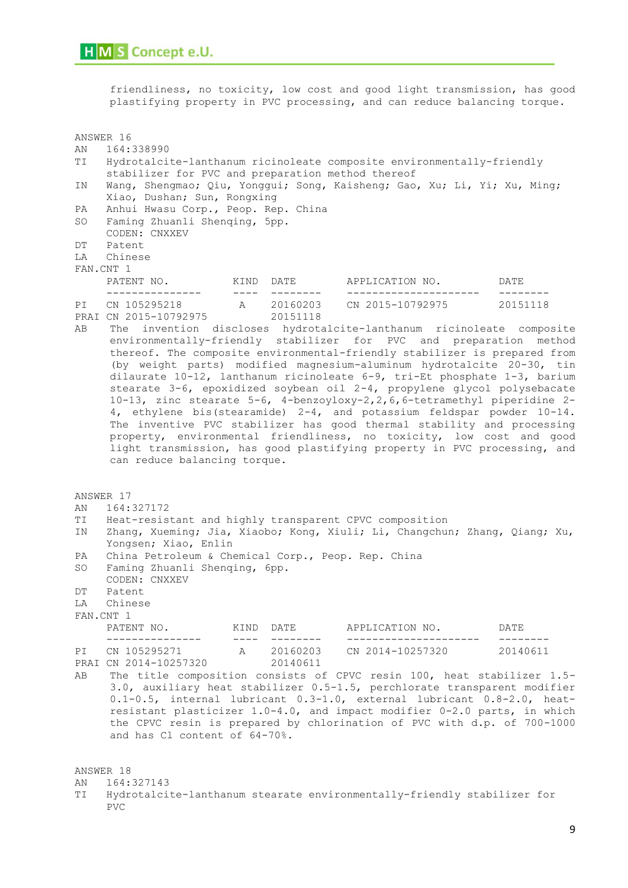friendliness, no toxicity, low cost and good light transmission, has good plastifying property in PVC processing, and can reduce balancing torque.

ANSWER 16

AN 164:338990

TI Hydrotalcite-lanthanum ricinoleate composite environmentally-friendly stabilizer for PVC and preparation method thereof

IN Wang, Shengmao; Qiu, Yonggui; Song, Kaisheng; Gao, Xu; Li, Yi; Xu, Ming; Xiao, Dushan; Sun, Rongxing

PA Anhui Hwasu Corp., Peop. Rep. China

SO Faming Zhuanli Shenqing, 5pp.
CODEN: CNXXEV

DT Patent

LA Chinese

FAN.CNT 1

| | PATENT NO. | KIND | DATE | APPLICATION NO. | DATE |
|---|---|---|---|---|---|
| PI | CN 105295218 | A | 20160203 | CN 2015-10792975 | 20151118 |
| PRAI | CN 2015-10792975 | | 20151118 | | |

AB The invention discloses hydrotalcite-lanthanum ricinoleate composite environmentally-friendly stabilizer for PVC and preparation method thereof. The composite environmental-friendly stabilizer is prepared from (by weight parts) modified magnesium-aluminum hydrotalcite 20-30, tin dilaurate 10-12, lanthanum ricinoleate 6-9, tri-Et phosphate 1-3, barium stearate 3-6, epoxidized soybean oil 2-4, propylene glycol polysebacate 10-13, zinc stearate 5-6, 4-benzoyloxy-2,2,6,6-tetramethyl piperidine 2-4, ethylene bis(stearamide) 2-4, and potassium feldspar powder 10-14. The inventive PVC stabilizer has good thermal stability and processing property, environmental friendliness, no toxicity, low cost and good light transmission, has good plastifying property in PVC processing, and can reduce balancing torque.

ANSWER 17

AN 164:327172

TI Heat-resistant and highly transparent CPVC composition

IN Zhang, Xueming; Jia, Xiaobo; Kong, Xiuli; Li, Changchun; Zhang, Qiang; Xu, Yongsen; Xiao, Enlin

PA China Petroleum & Chemical Corp., Peop. Rep. China

SO Faming Zhuanli Shenqing, 6pp.
CODEN: CNXXEV

DT Patent

LA Chinese

FAN.CNT 1

| | PATENT NO. | KIND | DATE | APPLICATION NO. | DATE |
|---|---|---|---|---|---|
| PI | CN 105295271 | A | 20160203 | CN 2014-10257320 | 20140611 |
| PRAI | CN 2014-10257320 | | 20140611 | | |

AB The title composition consists of CPVC resin 100, heat stabilizer 1.5-3.0, auxiliary heat stabilizer 0.5-1.5, perchlorate transparent modifier 0.1-0.5, internal lubricant 0.3-1.0, external lubricant 0.8-2.0, heat-resistant plasticizer 1.0-4.0, and impact modifier 0-2.0 parts, in which the CPVC resin is prepared by chlorination of PVC with d.p. of 700-1000 and has Cl content of 64-70%.

ANSWER 18

AN 164:327143

TI Hydrotalcite-lanthanum stearate environmentally-friendly stabilizer for PVC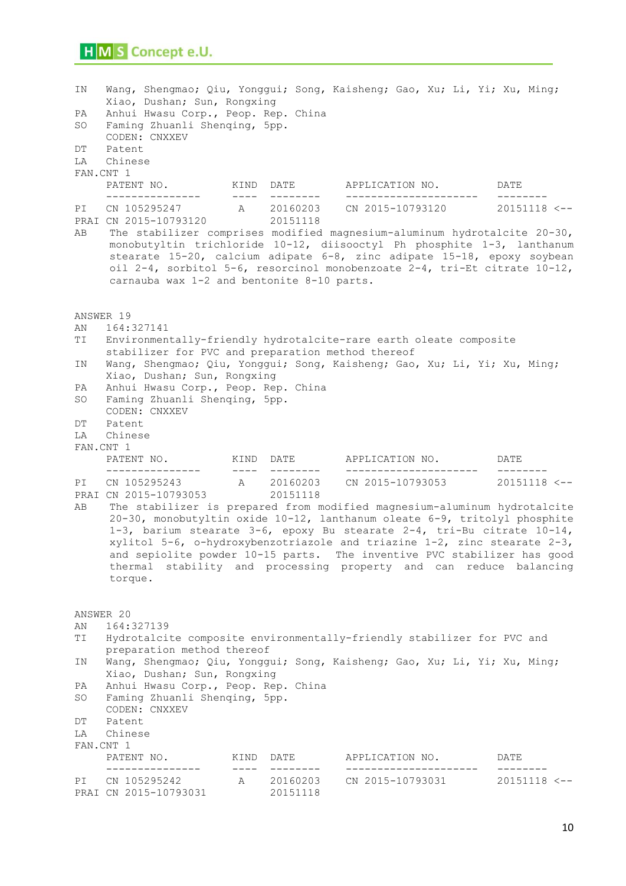```
IN    Wang, Shengmao; Qiu, Yonggui; Song, Kaisheng; Gao, Xu; Li, Yi; Xu, Ming;
      Xiao, Dushan; Sun, Rongxing
PA    Anhui Hwasu Corp., Peop. Rep. China
SO    Faming Zhuanli Shenqing, 5pp.
      CODEN: CNXXEV
DT    Patent
LA    Chinese
FAN.CNT 1
      PATENT NO.          KIND  DATE          APPLICATION NO.          DATE
      ---------------     ----  --------      ---------------------    --------
PI    CN 105295247         A    20160203      CN 2015-10793120         20151118 <--
PRAI  CN 2015-10793120          20151118
AB    The stabilizer comprises modified magnesium-aluminum hydrotalcite 20-30,
      monobutyltin trichloride 10-12, diisooctyl Ph phosphite 1-3, lanthanum
      stearate 15-20, calcium adipate 6-8, zinc adipate 15-18, epoxy soybean
      oil 2-4, sorbitol 5-6, resorcinol monobenzoate 2-4, tri-Et citrate 10-12,
      carnauba wax 1-2 and bentonite 8-10 parts.


ANSWER 19
AN    164:327141
TI    Environmentally-friendly hydrotalcite-rare earth oleate composite
      stabilizer for PVC and preparation method thereof
IN    Wang, Shengmao; Qiu, Yonggui; Song, Kaisheng; Gao, Xu; Li, Yi; Xu, Ming;
      Xiao, Dushan; Sun, Rongxing
PA    Anhui Hwasu Corp., Peop. Rep. China
SO    Faming Zhuanli Shenqing, 5pp.
      CODEN: CNXXEV
DT    Patent
LA    Chinese
FAN.CNT 1
      PATENT NO.          KIND  DATE          APPLICATION NO.          DATE
      ---------------     ----  --------      ---------------------    --------
PI    CN 105295243         A    20160203      CN 2015-10793053         20151118 <--
PRAI  CN 2015-10793053          20151118
AB    The stabilizer is prepared from modified magnesium-aluminum hydrotalcite
      20-30, monobutyltin oxide 10-12, lanthanum oleate 6-9, tritolyl phosphite
      1-3, barium stearate 3-6, epoxy Bu stearate 2-4, tri-Bu citrate 10-14,
      xylitol 5-6, o-hydroxybenzotriazole and triazine 1-2, zinc stearate 2-3,
      and sepiolite powder 10-15 parts.  The inventive PVC stabilizer has good
      thermal stability and processing property and can reduce balancing
      torque.


ANSWER 20
AN    164:327139
TI    Hydrotalcite composite environmentally-friendly stabilizer for PVC and
      preparation method thereof
IN    Wang, Shengmao; Qiu, Yonggui; Song, Kaisheng; Gao, Xu; Li, Yi; Xu, Ming;
      Xiao, Dushan; Sun, Rongxing
PA    Anhui Hwasu Corp., Peop. Rep. China
SO    Faming Zhuanli Shenqing, 5pp.
      CODEN: CNXXEV
DT    Patent
LA    Chinese
FAN.CNT 1
      PATENT NO.          KIND  DATE          APPLICATION NO.          DATE
      ---------------     ----  --------      ---------------------    --------
PI    CN 105295242         A    20160203      CN 2015-10793031         20151118 <--
PRAI  CN 2015-10793031          20151118
```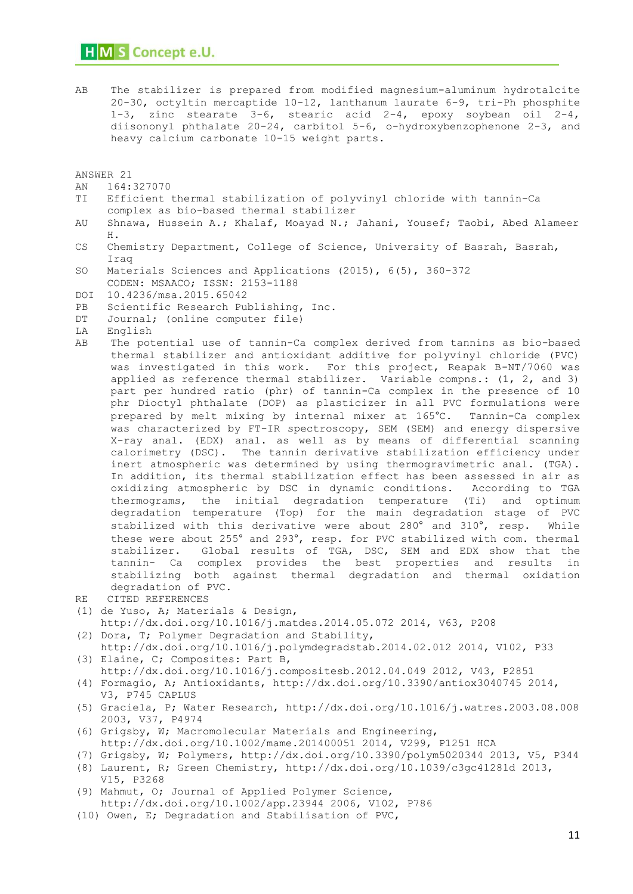AB The stabilizer is prepared from modified magnesium-aluminum hydrotalcite 20-30, octyltin mercaptide 10-12, lanthanum laurate 6-9, tri-Ph phosphite 1-3, zinc stearate 3-6, stearic acid 2-4, epoxy soybean oil 2-4, diisononyl phthalate 20-24, carbitol 5-6, o-hydroxybenzophenone 2-3, and heavy calcium carbonate 10-15 weight parts.

ANSWER 21

AN 164:327070

TI Efficient thermal stabilization of polyvinyl chloride with tannin-Ca complex as bio-based thermal stabilizer

AU Shnawa, Hussein A.; Khalaf, Moayad N.; Jahani, Yousef; Taobi, Abed Alameer H.

CS Chemistry Department, College of Science, University of Basrah, Basrah, Iraq

SO Materials Sciences and Applications (2015), 6(5), 360-372
CODEN: MSAACO; ISSN: 2153-1188

DOI 10.4236/msa.2015.65042

PB Scientific Research Publishing, Inc.

DT Journal; (online computer file)

LA English

AB The potential use of tannin-Ca complex derived from tannins as bio-based thermal stabilizer and antioxidant additive for polyvinyl chloride (PVC) was investigated in this work. For this project, Reapak B-NT/7060 was applied as reference thermal stabilizer. Variable compns.: (1, 2, and 3) part per hundred ratio (phr) of tannin-Ca complex in the presence of 10 phr Dioctyl phthalate (DOP) as plasticizer in all PVC formulations were prepared by melt mixing by internal mixer at 165°C. Tannin-Ca complex was characterized by FT-IR spectroscopy, SEM (SEM) and energy dispersive X-ray anal. (EDX) anal. as well as by means of differential scanning calorimetry (DSC). The tannin derivative stabilization efficiency under inert atmospheric was determined by using thermogravimetric anal. (TGA). In addition, its thermal stabilization effect has been assessed in air as oxidizing atmospheric by DSC in dynamic conditions. According to TGA thermograms, the initial degradation temperature (Ti) and optimum degradation temperature (Top) for the main degradation stage of PVC stabilized with this derivative were about 280° and 310°, resp. While these were about 255° and 293°, resp. for PVC stabilized with com. thermal stabilizer. Global results of TGA, DSC, SEM and EDX show that the tannin- Ca complex provides the best properties and results in stabilizing both against thermal degradation and thermal oxidation degradation of PVC.

RE CITED REFERENCES

(1) de Yuso, A; Materials & Design, http://dx.doi.org/10.1016/j.matdes.2014.05.072 2014, V63, P208
(2) Dora, T; Polymer Degradation and Stability, http://dx.doi.org/10.1016/j.polymdegradstab.2014.02.012 2014, V102, P33
(3) Elaine, C; Composites: Part B, http://dx.doi.org/10.1016/j.compositesb.2012.04.049 2012, V43, P2851
(4) Formagio, A; Antioxidants, http://dx.doi.org/10.3390/antiox3040745 2014, V3, P745 CAPLUS
(5) Graciela, P; Water Research, http://dx.doi.org/10.1016/j.watres.2003.08.008 2003, V37, P4974
(6) Grigsby, W; Macromolecular Materials and Engineering, http://dx.doi.org/10.1002/mame.201400051 2014, V299, P1251 HCA
(7) Grigsby, W; Polymers, http://dx.doi.org/10.3390/polym5020344 2013, V5, P344
(8) Laurent, R; Green Chemistry, http://dx.doi.org/10.1039/c3gc41281d 2013, V15, P3268
(9) Mahmut, O; Journal of Applied Polymer Science, http://dx.doi.org/10.1002/app.23944 2006, V102, P786
(10) Owen, E; Degradation and Stabilisation of PVC,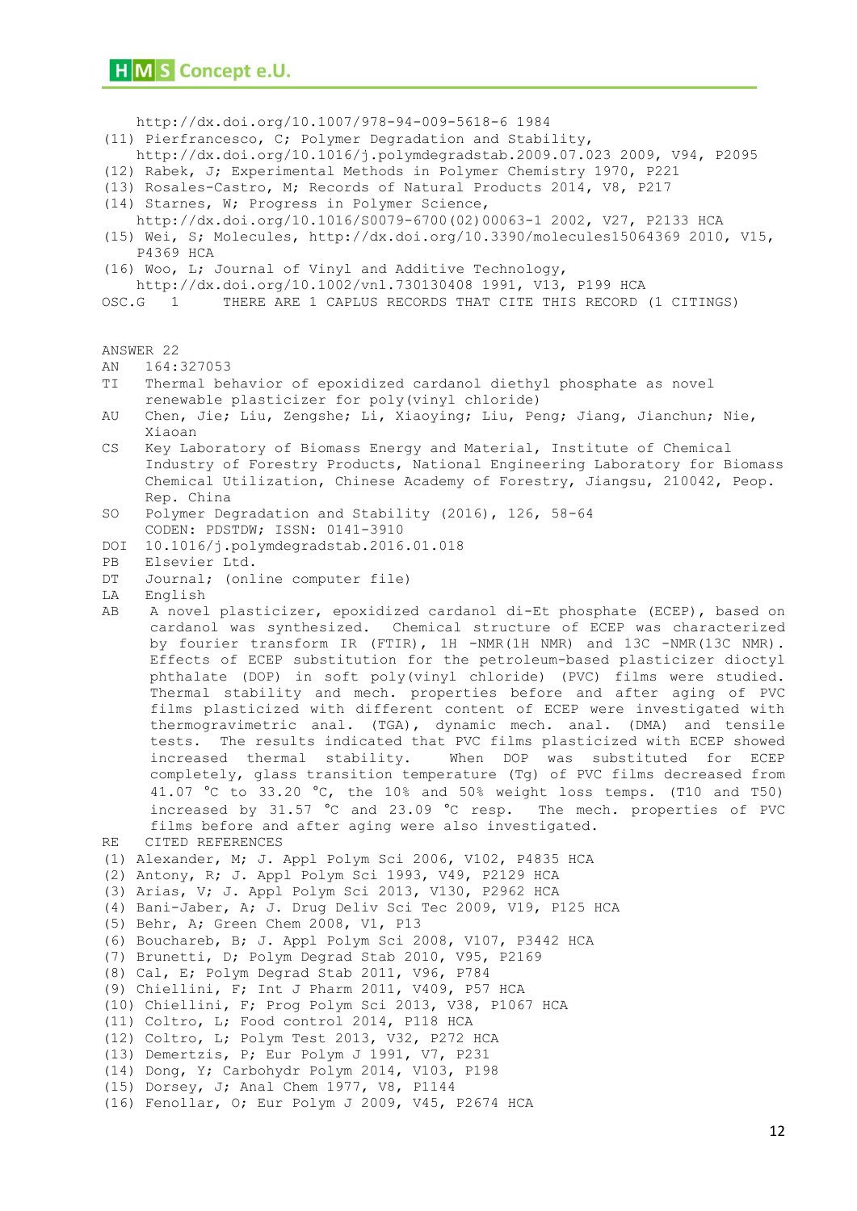http://dx.doi.org/10.1007/978-94-009-5618-6 1984
(11) Pierfrancesco, C; Polymer Degradation and Stability, http://dx.doi.org/10.1016/j.polymdegradstab.2009.07.023 2009, V94, P2095
(12) Rabek, J; Experimental Methods in Polymer Chemistry 1970, P221
(13) Rosales-Castro, M; Records of Natural Products 2014, V8, P217
(14) Starnes, W; Progress in Polymer Science, http://dx.doi.org/10.1016/S0079-6700(02)00063-1 2002, V27, P2133 HCA
(15) Wei, S; Molecules, http://dx.doi.org/10.3390/molecules15064369 2010, V15, P4369 HCA
(16) Woo, L; Journal of Vinyl and Additive Technology, http://dx.doi.org/10.1002/vnl.730130408 1991, V13, P199 HCA

OSC.G 1 THERE ARE 1 CAPLUS RECORDS THAT CITE THIS RECORD (1 CITINGS)

ANSWER 22

AN 164:327053

TI Thermal behavior of epoxidized cardanol diethyl phosphate as novel renewable plasticizer for poly(vinyl chloride)

AU Chen, Jie; Liu, Zengshe; Li, Xiaoying; Liu, Peng; Jiang, Jianchun; Nie, Xiaoan

CS Key Laboratory of Biomass Energy and Material, Institute of Chemical Industry of Forestry Products, National Engineering Laboratory for Biomass Chemical Utilization, Chinese Academy of Forestry, Jiangsu, 210042, Peop. Rep. China

SO Polymer Degradation and Stability (2016), 126, 58-64
CODEN: PDSTDW; ISSN: 0141-3910

DOI 10.1016/j.polymdegradstab.2016.01.018

PB Elsevier Ltd.

DT Journal; (online computer file)

LA English

AB A novel plasticizer, epoxidized cardanol di-Et phosphate (ECEP), based on cardanol was synthesized. Chemical structure of ECEP was characterized by fourier transform IR (FTIR), 1H -NMR(1H NMR) and 13C -NMR(13C NMR). Effects of ECEP substitution for the petroleum-based plasticizer dioctyl phthalate (DOP) in soft poly(vinyl chloride) (PVC) films were studied. Thermal stability and mech. properties before and after aging of PVC films plasticized with different content of ECEP were investigated with thermogravimetric anal. (TGA), dynamic mech. anal. (DMA) and tensile tests. The results indicated that PVC films plasticized with ECEP showed increased thermal stability. When DOP was substituted for ECEP completely, glass transition temperature (Tg) of PVC films decreased from 41.07 °C to 33.20 °C, the 10% and 50% weight loss temps. (T10 and T50) increased by 31.57 °C and 23.09 °C resp. The mech. properties of PVC films before and after aging were also investigated.

RE CITED REFERENCES

(1) Alexander, M; J. Appl Polym Sci 2006, V102, P4835 HCA
(2) Antony, R; J. Appl Polym Sci 1993, V49, P2129 HCA
(3) Arias, V; J. Appl Polym Sci 2013, V130, P2962 HCA
(4) Bani-Jaber, A; J. Drug Deliv Sci Tec 2009, V19, P125 HCA
(5) Behr, A; Green Chem 2008, V1, P13
(6) Bouchareb, B; J. Appl Polym Sci 2008, V107, P3442 HCA
(7) Brunetti, D; Polym Degrad Stab 2010, V95, P2169
(8) Cal, E; Polym Degrad Stab 2011, V96, P784
(9) Chiellini, F; Int J Pharm 2011, V409, P57 HCA
(10) Chiellini, F; Prog Polym Sci 2013, V38, P1067 HCA
(11) Coltro, L; Food control 2014, P118 HCA
(12) Coltro, L; Polym Test 2013, V32, P272 HCA
(13) Demertzis, P; Eur Polym J 1991, V7, P231
(14) Dong, Y; Carbohydr Polym 2014, V103, P198
(15) Dorsey, J; Anal Chem 1977, V8, P1144
(16) Fenollar, O; Eur Polym J 2009, V45, P2674 HCA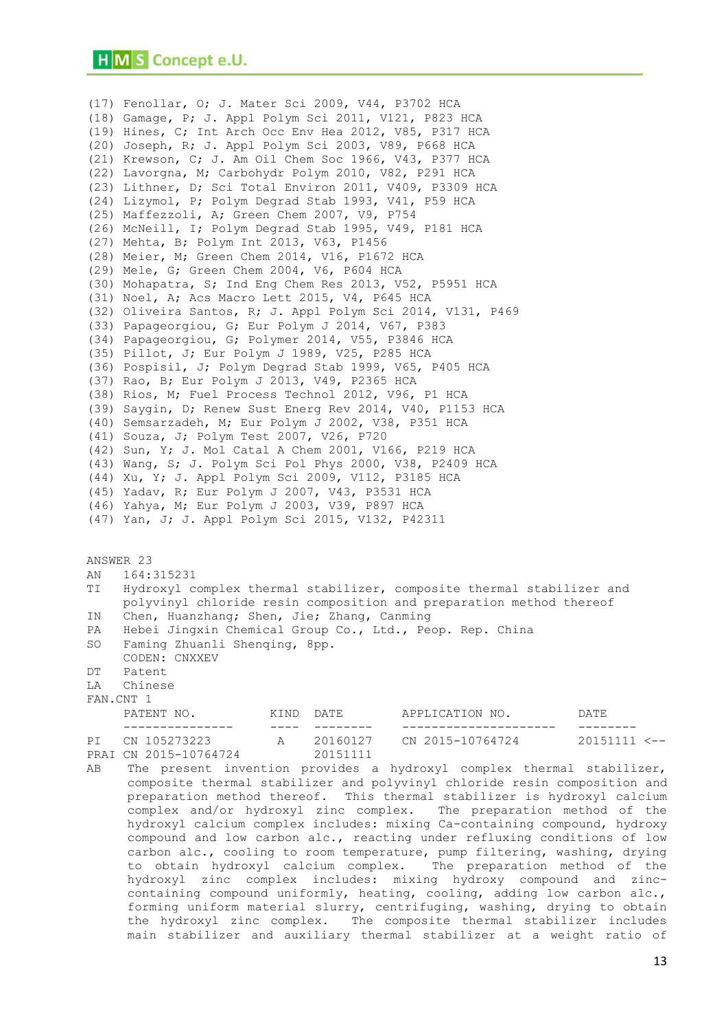(17) Fenollar, O; J. Mater Sci 2009, V44, P3702 HCA
(18) Gamage, P; J. Appl Polym Sci 2011, V121, P823 HCA
(19) Hines, C; Int Arch Occ Env Hea 2012, V85, P317 HCA
(20) Joseph, R; J. Appl Polym Sci 2003, V89, P668 HCA
(21) Krewson, C; J. Am Oil Chem Soc 1966, V43, P377 HCA
(22) Lavorgna, M; Carbohydr Polym 2010, V82, P291 HCA
(23) Lithner, D; Sci Total Environ 2011, V409, P3309 HCA
(24) Lizymol, P; Polym Degrad Stab 1993, V41, P59 HCA
(25) Maffezzoli, A; Green Chem 2007, V9, P754
(26) McNeill, I; Polym Degrad Stab 1995, V49, P181 HCA
(27) Mehta, B; Polym Int 2013, V63, P1456
(28) Meier, M; Green Chem 2014, V16, P1672 HCA
(29) Mele, G; Green Chem 2004, V6, P604 HCA
(30) Mohapatra, S; Ind Eng Chem Res 2013, V52, P5951 HCA
(31) Noel, A; Acs Macro Lett 2015, V4, P645 HCA
(32) Oliveira Santos, R; J. Appl Polym Sci 2014, V131, P469
(33) Papageorgiou, G; Eur Polym J 2014, V67, P383
(34) Papageorgiou, G; Polymer 2014, V55, P3846 HCA
(35) Pillot, J; Eur Polym J 1989, V25, P285 HCA
(36) Pospisil, J; Polym Degrad Stab 1999, V65, P405 HCA
(37) Rao, B; Eur Polym J 2013, V49, P2365 HCA
(38) Rios, M; Fuel Process Technol 2012, V96, P1 HCA
(39) Saygin, D; Renew Sust Energ Rev 2014, V40, P1153 HCA
(40) Semsarzadeh, M; Eur Polym J 2002, V38, P351 HCA
(41) Souza, J; Polym Test 2007, V26, P720
(42) Sun, Y; J. Mol Catal A Chem 2001, V166, P219 HCA
(43) Wang, S; J. Polym Sci Pol Phys 2000, V38, P2409 HCA
(44) Xu, Y; J. Appl Polym Sci 2009, V112, P3185 HCA
(45) Yadav, R; Eur Polym J 2007, V43, P3531 HCA
(46) Yahya, M; Eur Polym J 2003, V39, P897 HCA
(47) Yan, J; J. Appl Polym Sci 2015, V132, P42311

ANSWER 23

AN 164:315231

TI Hydroxyl complex thermal stabilizer, composite thermal stabilizer and polyvinyl chloride resin composition and preparation method thereof

IN Chen, Huanzhang; Shen, Jie; Zhang, Canming

PA Hebei Jingxin Chemical Group Co., Ltd., Peop. Rep. China

SO Faming Zhuanli Shenqing, 8pp.
CODEN: CNXXEV

DT Patent

LA Chinese

FAN.CNT 1

| | PATENT NO. | KIND | DATE | APPLICATION NO. | DATE |
|---|---|---|---|---|---|
| PI | CN 105273223 | A | 20160127 | CN 2015-10764724 | 20151111 <-- |
| PRAI | CN 2015-10764724 | | 20151111 | | |

AB The present invention provides a hydroxyl complex thermal stabilizer, composite thermal stabilizer and polyvinyl chloride resin composition and preparation method thereof. This thermal stabilizer is hydroxyl calcium complex and/or hydroxyl zinc complex. The preparation method of the hydroxyl calcium complex includes: mixing Ca-containing compound, hydroxy compound and low carbon alc., reacting under refluxing conditions of low carbon alc., cooling to room temperature, pump filtering, washing, drying to obtain hydroxyl calcium complex. The preparation method of the hydroxyl zinc complex includes: mixing hydroxy compound and zinc-containing compound uniformly, heating, cooling, adding low carbon alc., forming uniform material slurry, centrifuging, washing, drying to obtain the hydroxyl zinc complex. The composite thermal stabilizer includes main stabilizer and auxiliary thermal stabilizer at a weight ratio of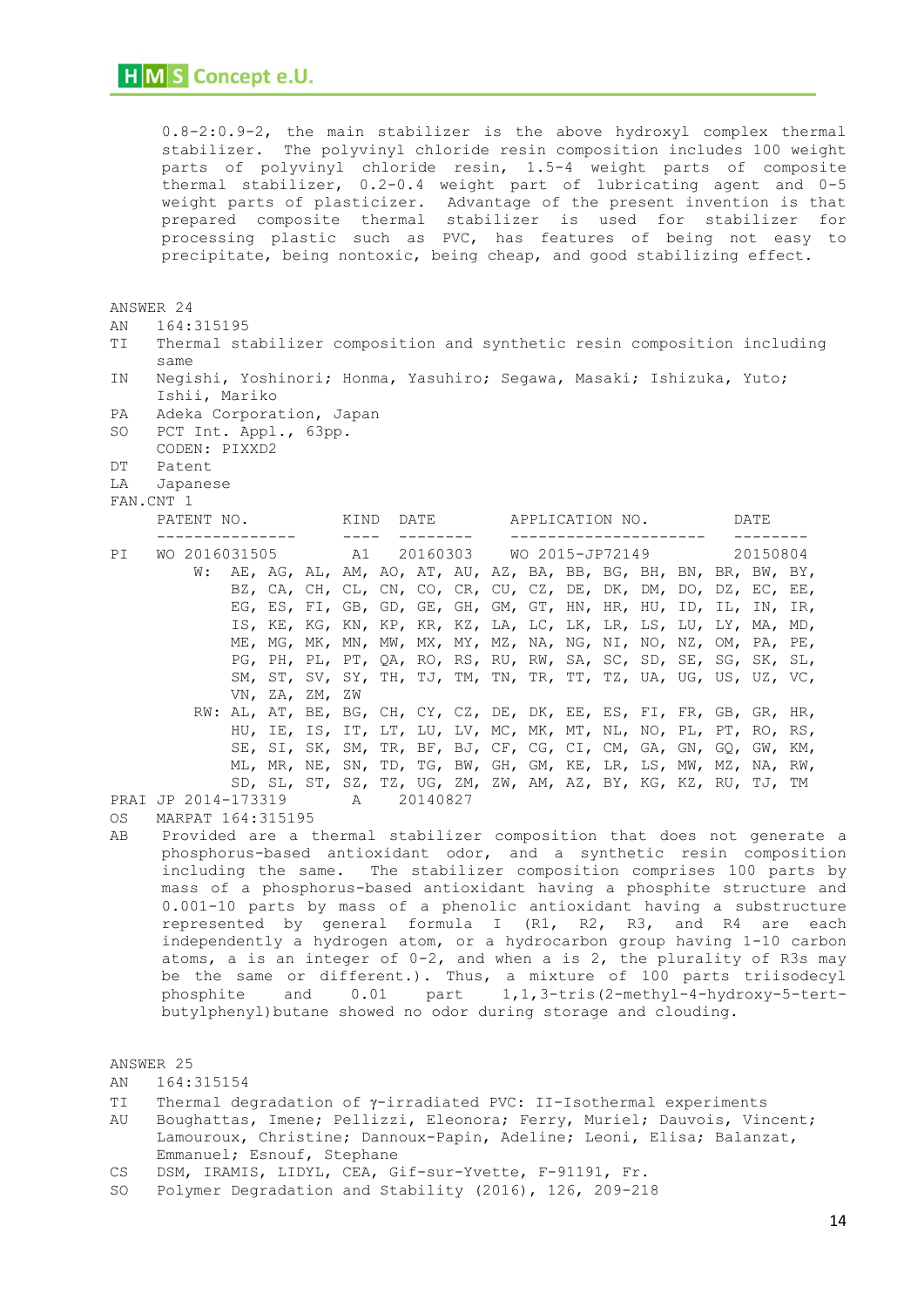0.8-2:0.9-2, the main stabilizer is the above hydroxyl complex thermal stabilizer. The polyvinyl chloride resin composition includes 100 weight parts of polyvinyl chloride resin, 1.5-4 weight parts of composite thermal stabilizer, 0.2-0.4 weight part of lubricating agent and 0-5 weight parts of plasticizer. Advantage of the present invention is that prepared composite thermal stabilizer is used for stabilizer for processing plastic such as PVC, has features of being not easy to precipitate, being nontoxic, being cheap, and good stabilizing effect.

ANSWER 24

AN 164:315195

TI Thermal stabilizer composition and synthetic resin composition including same

IN Negishi, Yoshinori; Honma, Yasuhiro; Segawa, Masaki; Ishizuka, Yuto; Ishii, Mariko

PA Adeka Corporation, Japan

SO PCT Int. Appl., 63pp.
CODEN: PIXXD2

DT Patent

LA Japanese

FAN.CNT 1

| | PATENT NO. | KIND | DATE | APPLICATION NO. | DATE |
|---|---|---|---|---|---|
| PI | WO 2016031505 | A1 | 20160303 | WO 2015-JP72149 | 20150804 |

W: AE, AG, AL, AM, AO, AT, AU, AZ, BA, BB, BG, BH, BN, BR, BW, BY, BZ, CA, CH, CL, CN, CO, CR, CU, CZ, DE, DK, DM, DO, DZ, EC, EE, EG, ES, FI, GB, GD, GE, GH, GM, GT, HN, HR, HU, ID, IL, IN, IR, IS, KE, KG, KN, KP, KR, KZ, LA, LC, LK, LR, LS, LU, LY, MA, MD, ME, MG, MK, MN, MW, MX, MY, MZ, NA, NG, NI, NO, NZ, OM, PA, PE, PG, PH, PL, PT, QA, RO, RS, RU, RW, SA, SC, SD, SE, SG, SK, SL, SM, ST, SV, SY, TH, TJ, TM, TN, TR, TT, TZ, UA, UG, US, UZ, VC, VN, ZA, ZM, ZW

RW: AL, AT, BE, BG, CH, CY, CZ, DE, DK, EE, ES, FI, FR, GB, GR, HR, HU, IE, IS, IT, LT, LU, LV, MC, MK, MT, NL, NO, PL, PT, RO, RS, SE, SI, SK, SM, TR, BF, BJ, CF, CG, CI, CM, GA, GN, GQ, GW, KM, ML, MR, NE, SN, TD, TG, BW, GH, GM, KE, LR, LS, MW, MZ, NA, RW, SD, SL, ST, SZ, TZ, UG, ZM, ZW, AM, AZ, BY, KG, KZ, RU, TJ, TM

PRAI JP 2014-173319 A 20140827

OS MARPAT 164:315195

AB Provided are a thermal stabilizer composition that does not generate a phosphorus-based antioxidant odor, and a synthetic resin composition including the same. The stabilizer composition comprises 100 parts by mass of a phosphorus-based antioxidant having a phosphite structure and 0.001-10 parts by mass of a phenolic antioxidant having a substructure represented by general formula I (R1, R2, R3, and R4 are each independently a hydrogen atom, or a hydrocarbon group having 1-10 carbon atoms, a is an integer of 0-2, and when a is 2, the plurality of R3s may be the same or different.). Thus, a mixture of 100 parts triisodecyl phosphite and 0.01 part 1,1,3-tris(2-methyl-4-hydroxy-5-tert-butylphenyl)butane showed no odor during storage and clouding.

ANSWER 25

AN 164:315154

TI Thermal degradation of γ-irradiated PVC: II-Isothermal experiments

AU Boughattas, Imene; Pellizzi, Eleonora; Ferry, Muriel; Dauvois, Vincent; Lamouroux, Christine; Dannoux-Papin, Adeline; Leoni, Elisa; Balanzat, Emmanuel; Esnouf, Stephane

CS DSM, IRAMIS, LIDYL, CEA, Gif-sur-Yvette, F-91191, Fr.

SO Polymer Degradation and Stability (2016), 126, 209-218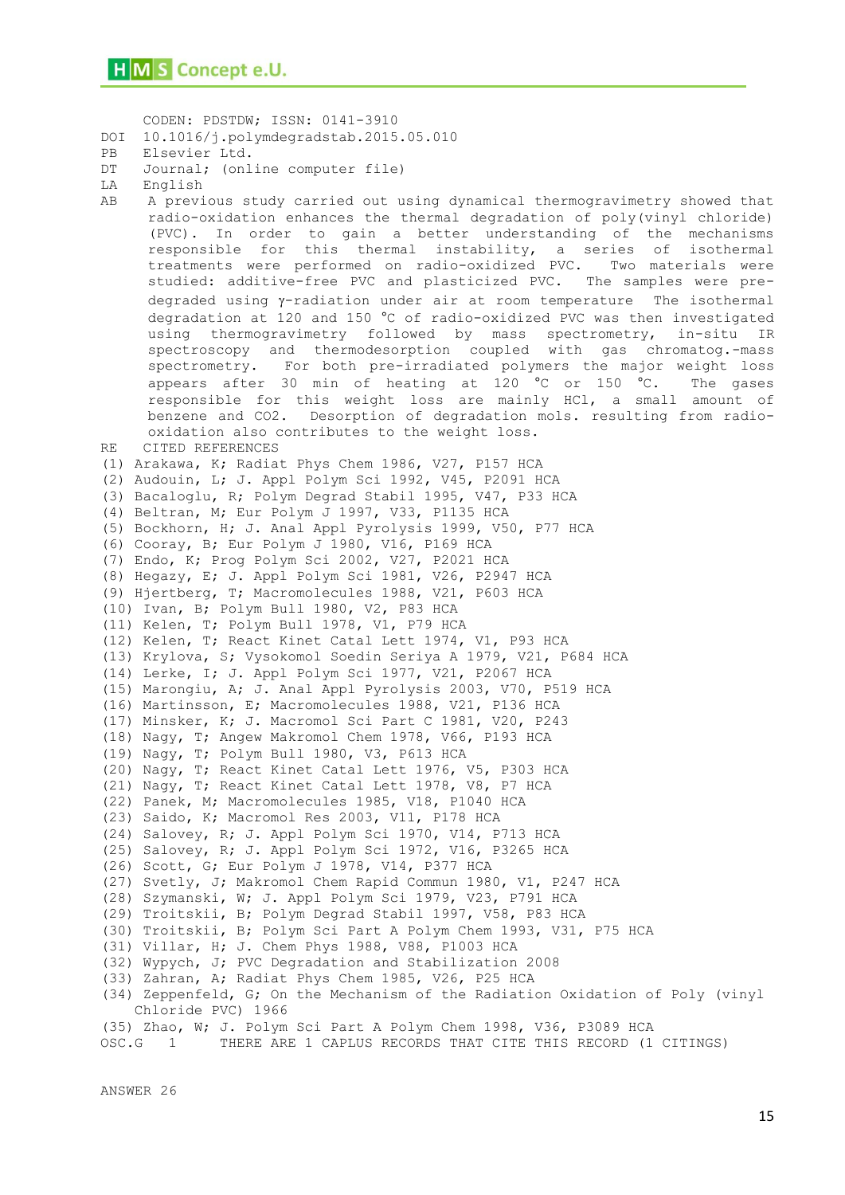CODEN: PDSTDW; ISSN: 0141-3910

DOI 10.1016/j.polymdegradstab.2015.05.010

PB Elsevier Ltd.

DT Journal; (online computer file)

LA English

AB A previous study carried out using dynamical thermogravimetry showed that radio-oxidation enhances the thermal degradation of poly(vinyl chloride) (PVC). In order to gain a better understanding of the mechanisms responsible for this thermal instability, a series of isothermal treatments were performed on radio-oxidized PVC. Two materials were studied: additive-free PVC and plasticized PVC. The samples were pre-degraded using γ-radiation under air at room temperature The isothermal degradation at 120 and 150 °C of radio-oxidized PVC was then investigated using thermogravimetry followed by mass spectrometry, in-situ IR spectroscopy and thermodesorption coupled with gas chromatog.-mass spectrometry. For both pre-irradiated polymers the major weight loss appears after 30 min of heating at 120 °C or 150 °C. The gases responsible for this weight loss are mainly HCl, a small amount of benzene and CO2. Desorption of degradation mols. resulting from radio-oxidation also contributes to the weight loss.

RE CITED REFERENCES

(1) Arakawa, K; Radiat Phys Chem 1986, V27, P157 HCA
(2) Audouin, L; J. Appl Polym Sci 1992, V45, P2091 HCA
(3) Bacaloglu, R; Polym Degrad Stabil 1995, V47, P33 HCA
(4) Beltran, M; Eur Polym J 1997, V33, P1135 HCA
(5) Bockhorn, H; J. Anal Appl Pyrolysis 1999, V50, P77 HCA
(6) Cooray, B; Eur Polym J 1980, V16, P169 HCA
(7) Endo, K; Prog Polym Sci 2002, V27, P2021 HCA
(8) Hegazy, E; J. Appl Polym Sci 1981, V26, P2947 HCA
(9) Hjertberg, T; Macromolecules 1988, V21, P603 HCA
(10) Ivan, B; Polym Bull 1980, V2, P83 HCA
(11) Kelen, T; Polym Bull 1978, V1, P79 HCA
(12) Kelen, T; React Kinet Catal Lett 1974, V1, P93 HCA
(13) Krylova, S; Vysokomol Soedin Seriya A 1979, V21, P684 HCA
(14) Lerke, I; J. Appl Polym Sci 1977, V21, P2067 HCA
(15) Marongiu, A; J. Anal Appl Pyrolysis 2003, V70, P519 HCA
(16) Martinsson, E; Macromolecules 1988, V21, P136 HCA
(17) Minsker, K; J. Macromol Sci Part C 1981, V20, P243
(18) Nagy, T; Angew Makromol Chem 1978, V66, P193 HCA
(19) Nagy, T; Polym Bull 1980, V3, P613 HCA
(20) Nagy, T; React Kinet Catal Lett 1976, V5, P303 HCA
(21) Nagy, T; React Kinet Catal Lett 1978, V8, P7 HCA
(22) Panek, M; Macromolecules 1985, V18, P1040 HCA
(23) Saido, K; Macromol Res 2003, V11, P178 HCA
(24) Salovey, R; J. Appl Polym Sci 1970, V14, P713 HCA
(25) Salovey, R; J. Appl Polym Sci 1972, V16, P3265 HCA
(26) Scott, G; Eur Polym J 1978, V14, P377 HCA
(27) Svetly, J; Makromol Chem Rapid Commun 1980, V1, P247 HCA
(28) Szymanski, W; J. Appl Polym Sci 1979, V23, P791 HCA
(29) Troitskii, B; Polym Degrad Stabil 1997, V58, P83 HCA
(30) Troitskii, B; Polym Sci Part A Polym Chem 1993, V31, P75 HCA
(31) Villar, H; J. Chem Phys 1988, V88, P1003 HCA
(32) Wypych, J; PVC Degradation and Stabilization 2008
(33) Zahran, A; Radiat Phys Chem 1985, V26, P25 HCA
(34) Zeppenfeld, G; On the Mechanism of the Radiation Oxidation of Poly (vinyl Chloride PVC) 1966
(35) Zhao, W; J. Polym Sci Part A Polym Chem 1998, V36, P3089 HCA

OSC.G 1 THERE ARE 1 CAPLUS RECORDS THAT CITE THIS RECORD (1 CITINGS)

ANSWER 26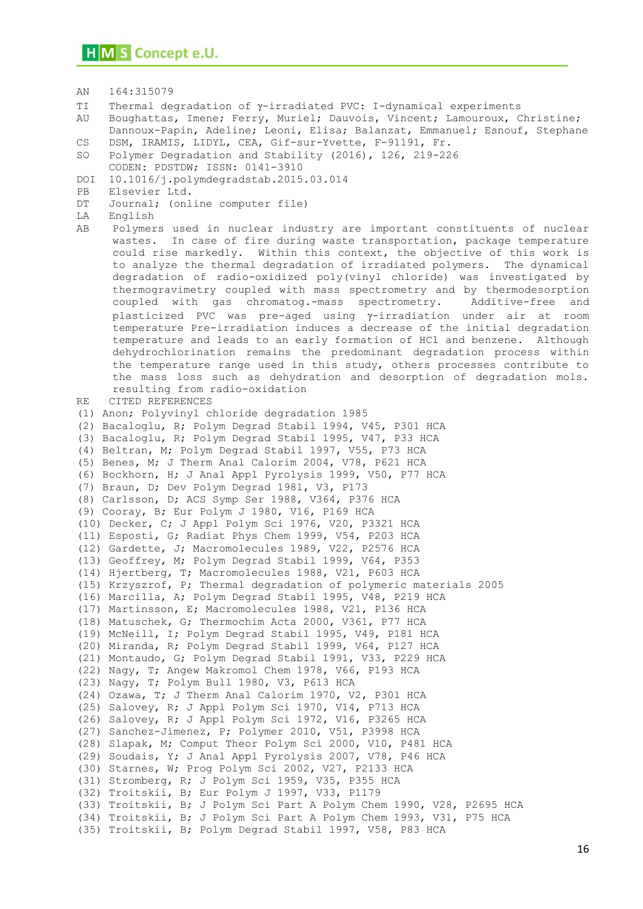AN 164:315079

TI Thermal degradation of γ-irradiated PVC: I-dynamical experiments

AU Boughattas, Imene; Ferry, Muriel; Dauvois, Vincent; Lamouroux, Christine; Dannoux-Papin, Adeline; Leoni, Elisa; Balanzat, Emmanuel; Esnouf, Stephane

CS DSM, IRAMIS, LIDYL, CEA, Gif-sur-Yvette, F-91191, Fr.

SO Polymer Degradation and Stability (2016), 126, 219-226
CODEN: PDSTDW; ISSN: 0141-3910

DOI 10.1016/j.polymdegradstab.2015.03.014

PB Elsevier Ltd.

DT Journal; (online computer file)

LA English

AB Polymers used in nuclear industry are important constituents of nuclear wastes. In case of fire during waste transportation, package temperature could rise markedly. Within this context, the objective of this work is to analyze the thermal degradation of irradiated polymers. The dynamical degradation of radio-oxidized poly(vinyl chloride) was investigated by thermogravimetry coupled with mass spectrometry and by thermodesorption coupled with gas chromatog.-mass spectrometry. Additive-free and plasticized PVC was pre-aged using γ-irradiation under air at room temperature Pre-irradiation induces a decrease of the initial degradation temperature and leads to an early formation of HCl and benzene. Although dehydrochlorination remains the predominant degradation process within the temperature range used in this study, others processes contribute to the mass loss such as dehydration and desorption of degradation mols. resulting from radio-oxidation

RE CITED REFERENCES

(1) Anon; Polyvinyl chloride degradation 1985
(2) Bacaloglu, R; Polym Degrad Stabil 1994, V45, P301 HCA
(3) Bacaloglu, R; Polym Degrad Stabil 1995, V47, P33 HCA
(4) Beltran, M; Polym Degrad Stabil 1997, V55, P73 HCA
(5) Benes, M; J Therm Anal Calorim 2004, V78, P621 HCA
(6) Bockhorn, H; J Anal Appl Pyrolysis 1999, V50, P77 HCA
(7) Braun, D; Dev Polym Degrad 1981, V3, P173
(8) Carlsson, D; ACS Symp Ser 1988, V364, P376 HCA
(9) Cooray, B; Eur Polym J 1980, V16, P169 HCA
(10) Decker, C; J Appl Polym Sci 1976, V20, P3321 HCA
(11) Esposti, G; Radiat Phys Chem 1999, V54, P203 HCA
(12) Gardette, J; Macromolecules 1989, V22, P2576 HCA
(13) Geoffrey, M; Polym Degrad Stabil 1999, V64, P353
(14) Hjertberg, T; Macromolecules 1988, V21, P603 HCA
(15) Krzyszrof, P; Thermal degradation of polymeric materials 2005
(16) Marcilla, A; Polym Degrad Stabil 1995, V48, P219 HCA
(17) Martinsson, E; Macromolecules 1988, V21, P136 HCA
(18) Matuschek, G; Thermochim Acta 2000, V361, P77 HCA
(19) McNeill, I; Polym Degrad Stabil 1995, V49, P181 HCA
(20) Miranda, R; Polym Degrad Stabil 1999, V64, P127 HCA
(21) Montaudo, G; Polym Degrad Stabil 1991, V33, P229 HCA
(22) Nagy, T; Angew Makromol Chem 1978, V66, P193 HCA
(23) Nagy, T; Polym Bull 1980, V3, P613 HCA
(24) Ozawa, T; J Therm Anal Calorim 1970, V2, P301 HCA
(25) Salovey, R; J Appl Polym Sci 1970, V14, P713 HCA
(26) Salovey, R; J Appl Polym Sci 1972, V16, P3265 HCA
(27) Sanchez-Jimenez, P; Polymer 2010, V51, P3998 HCA
(28) Slapak, M; Comput Theor Polym Sci 2000, V10, P481 HCA
(29) Soudais, Y; J Anal Appl Pyrolysis 2007, V78, P46 HCA
(30) Starnes, W; Prog Polym Sci 2002, V27, P2133 HCA
(31) Stromberg, R; J Polym Sci 1959, V35, P355 HCA
(32) Troitskii, B; Eur Polym J 1997, V33, P1179
(33) Troitskii, B; J Polym Sci Part A Polym Chem 1990, V28, P2695 HCA
(34) Troitskii, B; J Polym Sci Part A Polym Chem 1993, V31, P75 HCA
(35) Troitskii, B; Polym Degrad Stabil 1997, V58, P83 HCA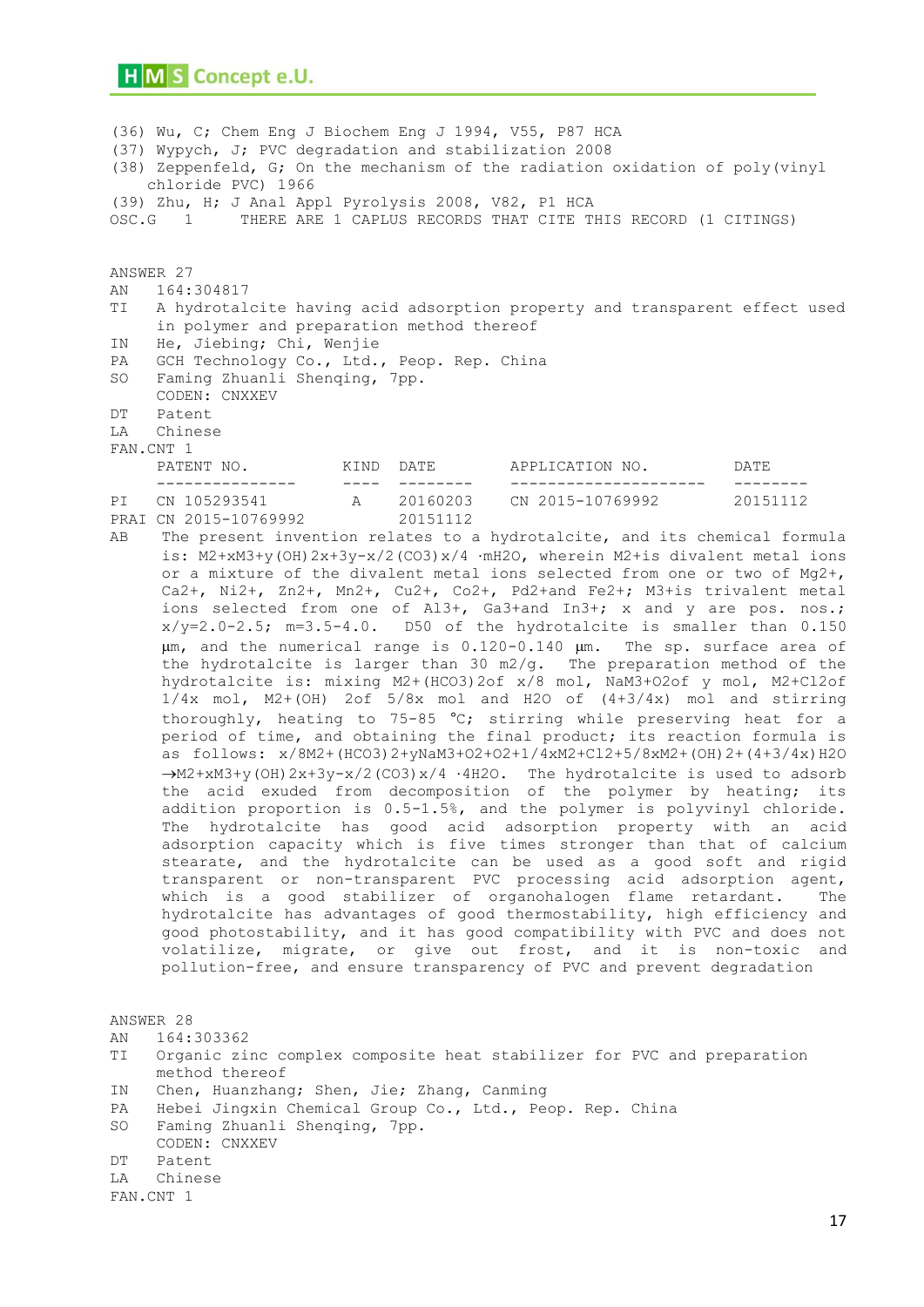(36) Wu, C; Chem Eng J Biochem Eng J 1994, V55, P87 HCA
(37) Wypych, J; PVC degradation and stabilization 2008
(38) Zeppenfeld, G; On the mechanism of the radiation oxidation of poly(vinyl chloride PVC) 1966
(39) Zhu, H; J Anal Appl Pyrolysis 2008, V82, P1 HCA
OSC.G 1 THERE ARE 1 CAPLUS RECORDS THAT CITE THIS RECORD (1 CITINGS)

ANSWER 27
AN 164:304817
TI A hydrotalcite having acid adsorption property and transparent effect used in polymer and preparation method thereof
IN He, Jiebing; Chi, Wenjie
PA GCH Technology Co., Ltd., Peop. Rep. China
SO Faming Zhuanli Shenqing, 7pp.
CODEN: CNXXEV
DT Patent
LA Chinese
FAN.CNT 1

| | PATENT NO. | KIND | DATE | APPLICATION NO. | DATE |
|---|---|---|---|---|---|
| PI | CN 105293541 | A | 20160203 | CN 2015-10769992 | 20151112 |
| PRAI | CN 2015-10769992 | | 20151112 | | |

AB The present invention relates to a hydrotalcite, and its chemical formula is: $M^{2+}{}_xM^{3+}{}_y(OH)_{2x+3y-x/2}(CO_3)_{x/4}\cdot mH_2O$, wherein $M^{2+}$is divalent metal ions or a mixture of the divalent metal ions selected from one or two of $Mg^{2+}$, $Ca^{2+}$, $Ni^{2+}$, $Zn^{2+}$, $Mn^{2+}$, $Cu^{2+}$, $Co^{2+}$, $Pd^{2+}$and $Fe^{2+}$; $M^{3+}$is trivalent metal ions selected from one of $Al^{3+}$, $Ga^{3+}$and $In^{3+}$; x and y are pos. nos.; x/y=2.0-2.5; m=3.5-4.0. D50 of the hydrotalcite is smaller than 0.150 μm, and the numerical range is 0.120-0.140 μm. The sp. surface area of the hydrotalcite is larger than 30 $m^2/g$. The preparation method of the hydrotalcite is: mixing $M^{2+}(HCO_3)_2$of x/8 mol, $NaM^{3+}O_2$of y mol, $M^{2+}Cl_2$of 1/4x mol, $M^{2+}(OH)_2$of 5/8x mol and $H_2O$ of (4+3/4x) mol and stirring thoroughly, heating to 75-85 °C; stirring while preserving heat for a period of time, and obtaining the final product; its reaction formula is as follows: $x/8M^{2+}(HCO_3)_2+yNaM^{3+}O_2+1/4xM^{2+}Cl_2+5/8xM^{2+}(OH)_2+(4+3/4x)H_2O \rightarrow M^{2+}{}_xM^{3+}{}_y(OH)_{2x+3y-x/2}(CO_3)_{x/4}\cdot 4H_2O$. The hydrotalcite is used to adsorb the acid exuded from decomposition of the polymer by heating; its addition proportion is 0.5-1.5%, and the polymer is polyvinyl chloride. The hydrotalcite has good acid adsorption property with an acid adsorption capacity which is five times stronger than that of calcium stearate, and the hydrotalcite can be used as a good soft and rigid transparent or non-transparent PVC processing acid adsorption agent, which is a good stabilizer of organohalogen flame retardant. The hydrotalcite has advantages of good thermostability, high efficiency and good photostability, and it has good compatibility with PVC and does not volatilize, migrate, or give out frost, and it is non-toxic and pollution-free, and ensure transparency of PVC and prevent degradation

ANSWER 28
AN 164:303362
TI Organic zinc complex composite heat stabilizer for PVC and preparation method thereof
IN Chen, Huanzhang; Shen, Jie; Zhang, Canming
PA Hebei Jingxin Chemical Group Co., Ltd., Peop. Rep. China
SO Faming Zhuanli Shenqing, 7pp.
CODEN: CNXXEV
DT Patent
LA Chinese
FAN.CNT 1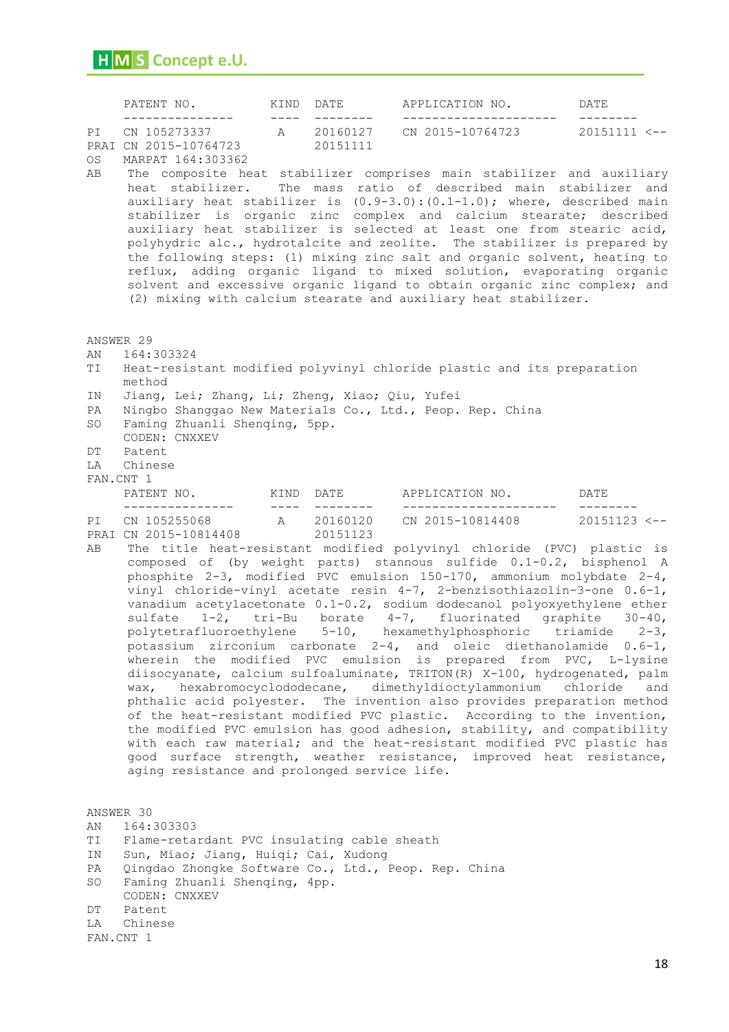| | PATENT NO. | KIND | DATE | APPLICATION NO. | DATE |
|---|---|---|---|---|---|
| PI | CN 105273337 | A | 20160127 | CN 2015-10764723 | 20151111 <-- |
| PRAI | CN 2015-10764723 | | 20151111 | | |

OS MARPAT 164:303362

AB The composite heat stabilizer comprises main stabilizer and auxiliary heat stabilizer. The mass ratio of described main stabilizer and auxiliary heat stabilizer is (0.9-3.0):(0.1-1.0); where, described main stabilizer is organic zinc complex and calcium stearate; described auxiliary heat stabilizer is selected at least one from stearic acid, polyhydric alc., hydrotalcite and zeolite. The stabilizer is prepared by the following steps: (1) mixing zinc salt and organic solvent, heating to reflux, adding organic ligand to mixed solution, evaporating organic solvent and excessive organic ligand to obtain organic zinc complex; and (2) mixing with calcium stearate and auxiliary heat stabilizer.

ANSWER 29

AN 164:303324

TI Heat-resistant modified polyvinyl chloride plastic and its preparation method

IN Jiang, Lei; Zhang, Li; Zheng, Xiao; Qiu, Yufei

PA Ningbo Shanggao New Materials Co., Ltd., Peop. Rep. China

SO Faming Zhuanli Shenqing, 5pp.
CODEN: CNXXEV

DT Patent

LA Chinese

FAN.CNT 1

| | PATENT NO. | KIND | DATE | APPLICATION NO. | DATE |
|---|---|---|---|---|---|
| PI | CN 105255068 | A | 20160120 | CN 2015-10814408 | 20151123 <-- |
| PRAI | CN 2015-10814408 | | 20151123 | | |

AB The title heat-resistant modified polyvinyl chloride (PVC) plastic is composed of (by weight parts) stannous sulfide 0.1-0.2, bisphenol A phosphite 2-3, modified PVC emulsion 150-170, ammonium molybdate 2-4, vinyl chloride-vinyl acetate resin 4-7, 2-benzisothiazolin-3-one 0.6-1, vanadium acetylacetonate 0.1-0.2, sodium dodecanol polyoxyethylene ether sulfate 1-2, tri-Bu borate 4-7, fluorinated graphite 30-40, polytetrafluoroethylene 5-10, hexamethylphosphoric triamide 2-3, potassium zirconium carbonate 2-4, and oleic diethanolamide 0.6-1, wherein the modified PVC emulsion is prepared from PVC, L-lysine diisocyanate, calcium sulfoaluminate, TRITON(R) X-100, hydrogenated, palm wax, hexabromocyclododecane, dimethyldioctylammonium chloride and phthalic acid polyester. The invention also provides preparation method of the heat-resistant modified PVC plastic. According to the invention, the modified PVC emulsion has good adhesion, stability, and compatibility with each raw material; and the heat-resistant modified PVC plastic has good surface strength, weather resistance, improved heat resistance, aging resistance and prolonged service life.

ANSWER 30

AN 164:303303

TI Flame-retardant PVC insulating cable sheath

IN Sun, Miao; Jiang, Huiqi; Cai, Xudong

PA Qingdao Zhongke Software Co., Ltd., Peop. Rep. China

SO Faming Zhuanli Shenqing, 4pp.
CODEN: CNXXEV

DT Patent

LA Chinese

FAN.CNT 1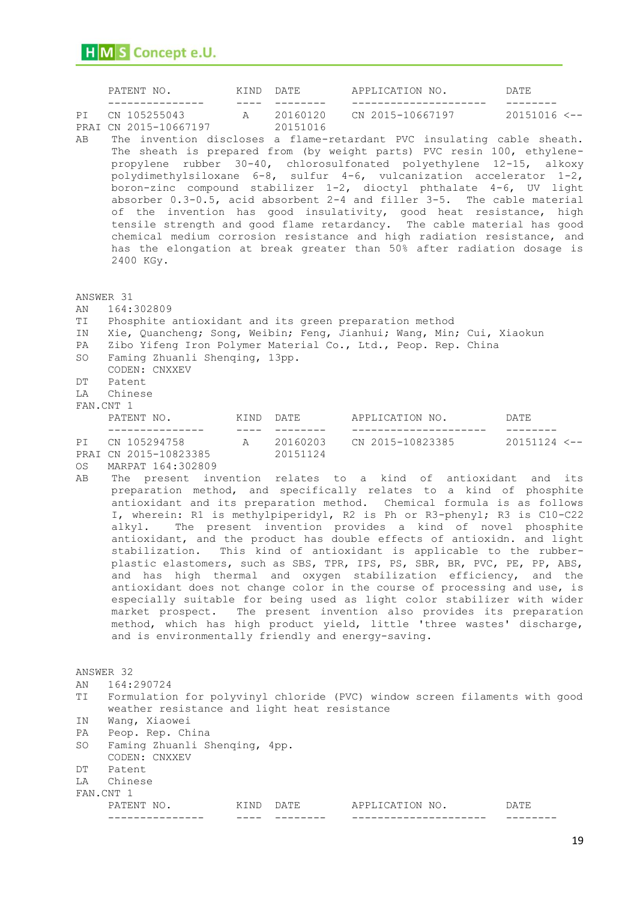```
     PATENT NO.          KIND  DATE         APPLICATION NO.         DATE
     ---------------     ----  --------     --------------------    --------
PI   CN 105255043         A    20160120     CN 2015-10667197        20151016 <--
PRAI CN 2015-10667197          20151016
AB    The invention discloses a flame-retardant PVC insulating cable sheath.
      The sheath is prepared from (by weight parts) PVC resin 100, ethylene-
      propylene rubber 30-40, chlorosulfonated polyethylene 12-15, alkoxy
      polydimethylsiloxane 6-8, sulfur 4-6, vulcanization accelerator 1-2,
      boron-zinc compound stabilizer 1-2, dioctyl phthalate 4-6, UV light
      absorber 0.3-0.5, acid absorbent 2-4 and filler 3-5.  The cable material
      of the invention has good insulativity, good heat resistance, high
      tensile strength and good flame retardancy.  The cable material has good
      chemical medium corrosion resistance and high radiation resistance, and
      has the elongation at break greater than 50% after radiation dosage is
      2400 KGy.


ANSWER 31
AN   164:302809
TI   Phosphite antioxidant and its green preparation method
IN   Xie, Quancheng; Song, Weibin; Feng, Jianhui; Wang, Min; Cui, Xiaokun
PA   Zibo Yifeng Iron Polymer Material Co., Ltd., Peop. Rep. China
SO   Faming Zhuanli Shenqing, 13pp.
     CODEN: CNXXEV
DT   Patent
LA   Chinese
FAN.CNT 1
     PATENT NO.          KIND  DATE         APPLICATION NO.         DATE
     ---------------     ----  --------     --------------------    --------
PI   CN 105294758         A    20160203     CN 2015-10823385        20151124 <--
PRAI CN 2015-10823385          20151124
OS   MARPAT 164:302809
AB    The present invention relates to a kind of antioxidant and its
      preparation method, and specifically relates to a kind of phosphite
      antioxidant and its preparation method.  Chemical formula is as follows
      I, wherein: R1 is methylpiperidyl, R2 is Ph or R3-phenyl; R3 is C10-C22
      alkyl.   The present invention provides a kind of novel phosphite
      antioxidant, and the product has double effects of antioxidn. and light
      stabilization.  This kind of antioxidant is applicable to the rubber-
      plastic elastomers, such as SBS, TPR, IPS, PS, SBR, BR, PVC, PE, PP, ABS,
      and has high thermal and oxygen stabilization efficiency, and the
      antioxidant does not change color in the course of processing and use, is
      especially suitable for being used as light color stabilizer with wider
      market prospect.  The present invention also provides its preparation
      method, which has high product yield, little 'three wastes' discharge,
      and is environmentally friendly and energy-saving.


ANSWER 32
AN   164:290724
TI   Formulation for polyvinyl chloride (PVC) window screen filaments with good
     weather resistance and light heat resistance
IN   Wang, Xiaowei
PA   Peop. Rep. China
SO   Faming Zhuanli Shenqing, 4pp.
     CODEN: CNXXEV
DT   Patent
LA   Chinese
FAN.CNT 1
     PATENT NO.          KIND  DATE         APPLICATION NO.         DATE
     ---------------     ----  --------     --------------------    --------
```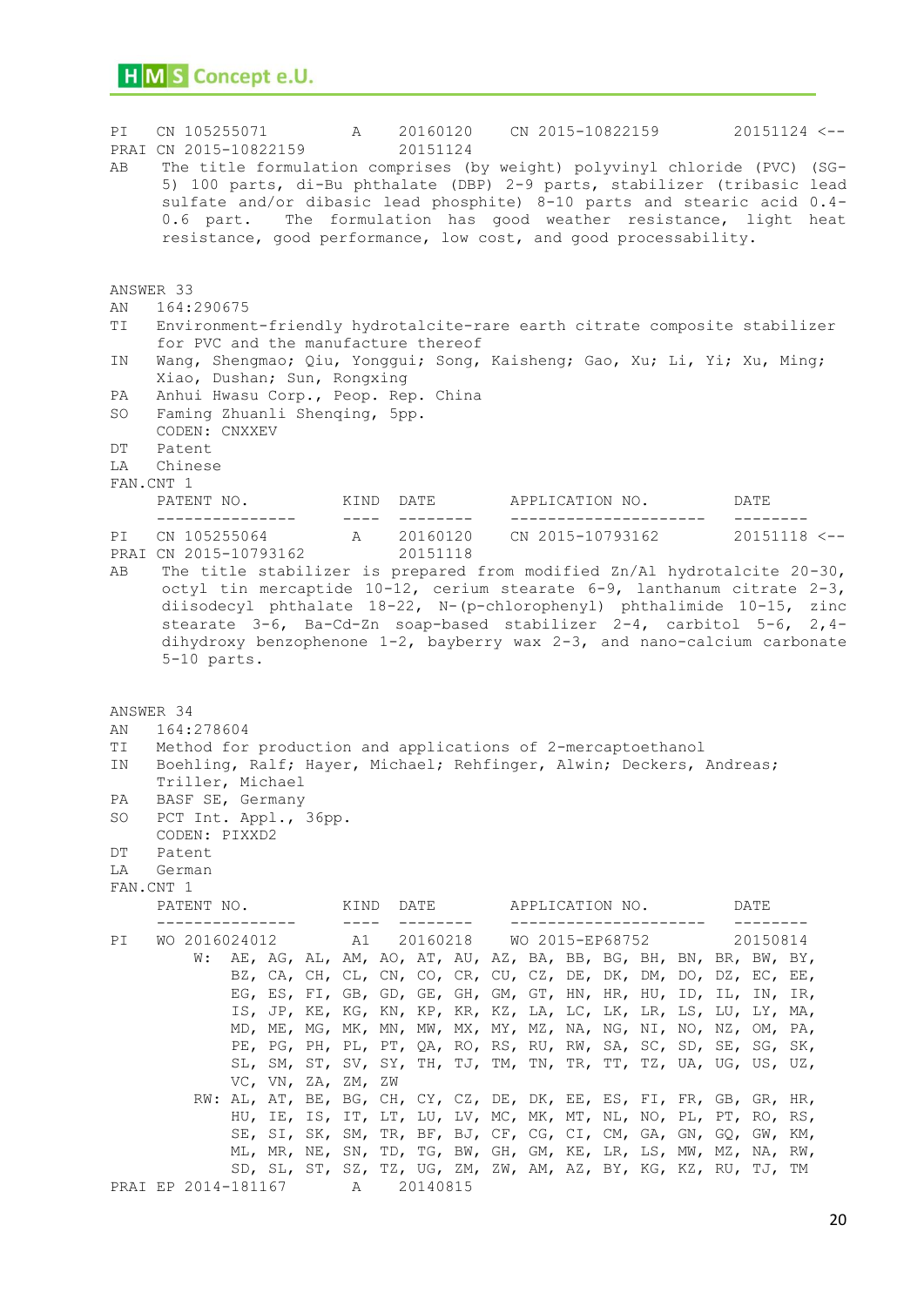PI CN 105255071 A 20160120 CN 2015-10822159 20151124 <--
PRAI CN 2015-10822159 20151124
AB The title formulation comprises (by weight) polyvinyl chloride (PVC) (SG-5) 100 parts, di-Bu phthalate (DBP) 2-9 parts, stabilizer (tribasic lead sulfate and/or dibasic lead phosphite) 8-10 parts and stearic acid 0.4-0.6 part. The formulation has good weather resistance, light heat resistance, good performance, low cost, and good processability.

ANSWER 33
AN 164:290675
TI Environment-friendly hydrotalcite-rare earth citrate composite stabilizer for PVC and the manufacture thereof
IN Wang, Shengmao; Qiu, Yonggui; Song, Kaisheng; Gao, Xu; Li, Yi; Xu, Ming; Xiao, Dushan; Sun, Rongxing
PA Anhui Hwasu Corp., Peop. Rep. China
SO Faming Zhuanli Shenqing, 5pp.
CODEN: CNXXEV
DT Patent
LA Chinese
FAN.CNT 1

| | PATENT NO. | KIND | DATE | APPLICATION NO. | DATE |
|---|---|---|---|---|---|
| PI | CN 105255064 | A | 20160120 | CN 2015-10793162 | 20151118 <-- |
| PRAI | CN 2015-10793162 | | 20151118 | | |

AB The title stabilizer is prepared from modified Zn/Al hydrotalcite 20-30, octyl tin mercaptide 10-12, cerium stearate 6-9, lanthanum citrate 2-3, diisodecyl phthalate 18-22, N-(p-chlorophenyl) phthalimide 10-15, zinc stearate 3-6, Ba-Cd-Zn soap-based stabilizer 2-4, carbitol 5-6, 2,4-dihydroxy benzophenone 1-2, bayberry wax 2-3, and nano-calcium carbonate 5-10 parts.

ANSWER 34
AN 164:278604
TI Method for production and applications of 2-mercaptoethanol
IN Boehling, Ralf; Hayer, Michael; Rehfinger, Alwin; Deckers, Andreas; Triller, Michael
PA BASF SE, Germany
SO PCT Int. Appl., 36pp.
CODEN: PIXXD2
DT Patent
LA German
FAN.CNT 1

| | PATENT NO. | KIND | DATE | APPLICATION NO. | DATE |
|---|---|---|---|---|---|
| PI | WO 2016024012 | A1 | 20160218 | WO 2015-EP68752 | 20150814 |

W: AE, AG, AL, AM, AO, AT, AU, AZ, BA, BB, BG, BH, BN, BR, BW, BY, BZ, CA, CH, CL, CN, CO, CR, CU, CZ, DE, DK, DM, DO, DZ, EC, EE, EG, ES, FI, GB, GD, GE, GH, GM, GT, HN, HR, HU, ID, IL, IN, IR, IS, JP, KE, KG, KN, KP, KR, KZ, LA, LC, LK, LR, LS, LU, LY, MA, MD, ME, MG, MK, MN, MW, MX, MY, MZ, NA, NG, NI, NO, NZ, OM, PA, PE, PG, PH, PL, PT, QA, RO, RS, RU, RW, SA, SC, SD, SE, SG, SK, SL, SM, ST, SV, SY, TH, TJ, TM, TN, TR, TT, TZ, UA, UG, US, UZ, VC, VN, ZA, ZM, ZW

RW: AL, AT, BE, BG, CH, CY, CZ, DE, DK, EE, ES, FI, FR, GB, GR, HR, HU, IE, IS, IT, LT, LU, LV, MC, MK, MT, NL, NO, PL, PT, RO, RS, SE, SI, SK, SM, TR, BF, BJ, CF, CG, CI, CM, GA, GN, GQ, GW, KM, ML, MR, NE, SN, TD, TG, BW, GH, GM, KE, LR, LS, MW, MZ, NA, RW, SD, SL, ST, SZ, TZ, UG, ZM, ZW, AM, AZ, BY, KG, KZ, RU, TJ, TM

PRAI EP 2014-181167 A 20140815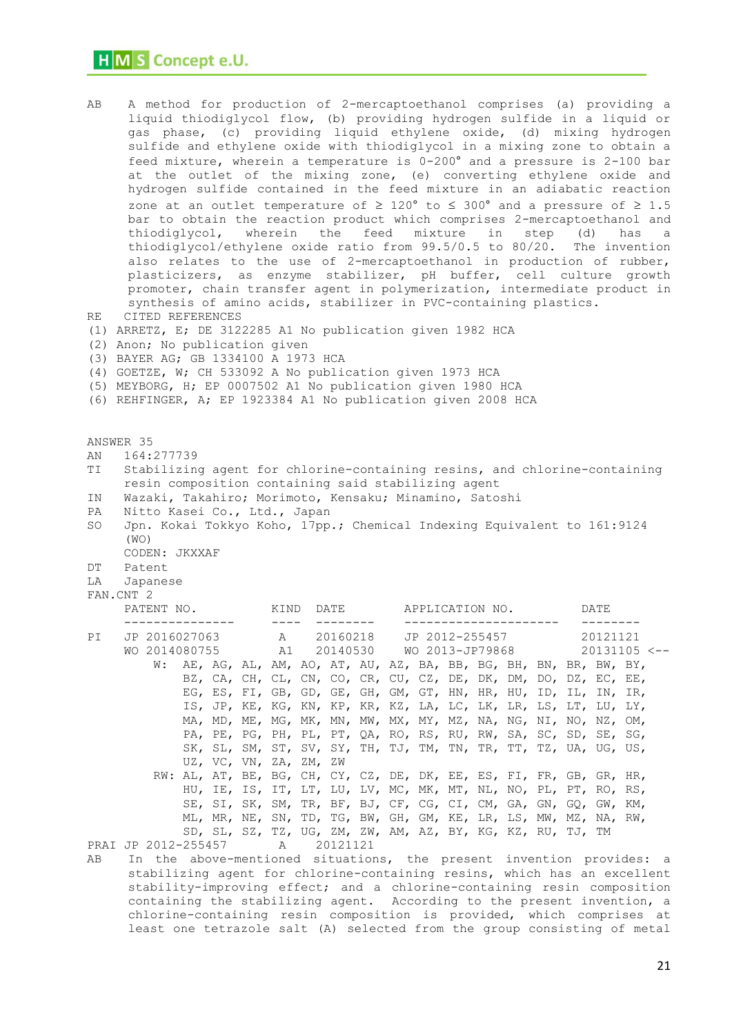AB A method for production of 2-mercaptoethanol comprises (a) providing a liquid thiodiglycol flow, (b) providing hydrogen sulfide in a liquid or gas phase, (c) providing liquid ethylene oxide, (d) mixing hydrogen sulfide and ethylene oxide with thiodiglycol in a mixing zone to obtain a feed mixture, wherein a temperature is 0-200° and a pressure is 2-100 bar at the outlet of the mixing zone, (e) converting ethylene oxide and hydrogen sulfide contained in the feed mixture in an adiabatic reaction zone at an outlet temperature of ≥ 120° to ≤ 300° and a pressure of ≥ 1.5 bar to obtain the reaction product which comprises 2-mercaptoethanol and thiodiglycol, wherein the feed mixture in step (d) has a thiodiglycol/ethylene oxide ratio from 99.5/0.5 to 80/20. The invention also relates to the use of 2-mercaptoethanol in production of rubber, plasticizers, as enzyme stabilizer, pH buffer, cell culture growth promoter, chain transfer agent in polymerization, intermediate product in synthesis of amino acids, stabilizer in PVC-containing plastics.

RE CITED REFERENCES
(1) ARRETZ, E; DE 3122285 A1 No publication given 1982 HCA
(2) Anon; No publication given
(3) BAYER AG; GB 1334100 A 1973 HCA
(4) GOETZE, W; CH 533092 A No publication given 1973 HCA
(5) MEYBORG, H; EP 0007502 A1 No publication given 1980 HCA
(6) REHFINGER, A; EP 1923384 A1 No publication given 2008 HCA

ANSWER 35
AN 164:277739
TI Stabilizing agent for chlorine-containing resins, and chlorine-containing resin composition containing said stabilizing agent
IN Wazaki, Takahiro; Morimoto, Kensaku; Minamino, Satoshi
PA Nitto Kasei Co., Ltd., Japan
SO Jpn. Kokai Tokkyo Koho, 17pp.; Chemical Indexing Equivalent to 161:9124 (WO)
CODEN: JKXXAF
DT Patent
LA Japanese
FAN.CNT 2

| | PATENT NO. | KIND | DATE | APPLICATION NO. | DATE | |
|---|---|---|---|---|---|---|
| PI | JP 2016027063 | A | 20160218 | JP 2012-255457 | 20121121 | |
| | WO 2014080755 | A1 | 20140530 | WO 2013-JP79868 | 20131105 | <-- |

W: AE, AG, AL, AM, AO, AT, AU, AZ, BA, BB, BG, BH, BN, BR, BW, BY, BZ, CA, CH, CL, CN, CO, CR, CU, CZ, DE, DK, DM, DO, DZ, EC, EE, EG, ES, FI, GB, GD, GE, GH, GM, GT, HN, HR, HU, ID, IL, IN, IR, IS, JP, KE, KG, KN, KP, KR, KZ, LA, LC, LK, LR, LS, LT, LU, LY, MA, MD, ME, MG, MK, MN, MW, MX, MY, MZ, NA, NG, NI, NO, NZ, OM, PA, PE, PG, PH, PL, PT, QA, RO, RS, RU, RW, SA, SC, SD, SE, SG, SK, SL, SM, ST, SV, SY, TH, TJ, TM, TN, TR, TT, TZ, UA, UG, US, UZ, VC, VN, ZA, ZM, ZW

RW: AL, AT, BE, BG, CH, CY, CZ, DE, DK, EE, ES, FI, FR, GB, GR, HR, HU, IE, IS, IT, LT, LU, LV, MC, MK, MT, NL, NO, PL, PT, RO, RS, SE, SI, SK, SM, TR, BF, BJ, CF, CG, CI, CM, GA, GN, GQ, GW, KM, ML, MR, NE, SN, TD, TG, BW, GH, GM, KE, LR, LS, MW, MZ, NA, RW, SD, SL, SZ, TZ, UG, ZM, ZW, AM, AZ, BY, KG, KZ, RU, TJ, TM

PRAI JP 2012-255457 A 20121121

AB In the above-mentioned situations, the present invention provides: a stabilizing agent for chlorine-containing resins, which has an excellent chlorine-containing stability-improving effect; and a chlorine-containing resin composition containing the stabilizing agent. According to the present invention, a chlorine-containing resin composition is provided, which comprises at least one tetrazole salt (A) selected from the group consisting of metal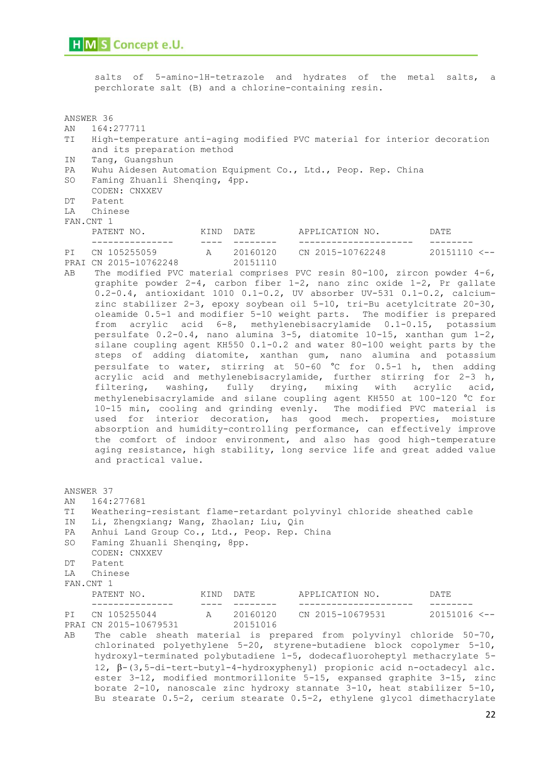salts of 5-amino-1H-tetrazole and hydrates of the metal salts, a perchlorate salt (B) and a chlorine-containing resin.

ANSWER 36

AN 164:277711

TI High-temperature anti-aging modified PVC material for interior decoration and its preparation method

IN Tang, Guangshun

PA Wuhu Aidesen Automation Equipment Co., Ltd., Peop. Rep. China

SO Faming Zhuanli Shenqing, 4pp.
CODEN: CNXXEV

DT Patent

LA Chinese

FAN.CNT 1

| | PATENT NO. | KIND | DATE | APPLICATION NO. | DATE | |
|---|---|---|---|---|---|---|
| PI | CN 105255059 | A | 20160120 | CN 2015-10762248 | 20151110 | <-- |
| PRAI | CN 2015-10762248 | | 20151110 | | | |

AB The modified PVC material comprises PVC resin 80-100, zircon powder 4-6, graphite powder 2-4, carbon fiber 1-2, nano zinc oxide 1-2, Pr gallate 0.2-0.4, antioxidant 1010 0.1-0.2, UV absorber UV-531 0.1-0.2, calcium-zinc stabilizer 2-3, epoxy soybean oil 5-10, tri-Bu acetylcitrate 20-30, oleamide 0.5-1 and modifier 5-10 weight parts. The modifier is prepared from acrylic acid 6-8, methylenebisacrylamide 0.1-0.15, potassium persulfate 0.2-0.4, nano alumina 3-5, diatomite 10-15, xanthan gum 1-2, silane coupling agent KH550 0.1-0.2 and water 80-100 weight parts by the steps of adding diatomite, xanthan gum, nano alumina and potassium persulfate to water, stirring at 50-60 °C for 0.5-1 h, then adding acrylic acid and methylenebisacrylamide, further stirring for 2-3 h, filtering, washing, fully drying, mixing with acrylic acid, methylenebisacrylamide and silane coupling agent KH550 at 100-120 °C for 10-15 min, cooling and grinding evenly. The modified PVC material is used for interior decoration, has good mech. properties, moisture absorption and humidity-controlling performance, can effectively improve the comfort of indoor environment, and also has good high-temperature aging resistance, high stability, long service life and great added value and practical value.

ANSWER 37

AN 164:277681

TI Weathering-resistant flame-retardant polyvinyl chloride sheathed cable

IN Li, Zhengxiang; Wang, Zhaolan; Liu, Qin

PA Anhui Land Group Co., Ltd., Peop. Rep. China

SO Faming Zhuanli Shenqing, 8pp.
CODEN: CNXXEV

DT Patent

LA Chinese

FAN.CNT 1

| | PATENT NO. | KIND | DATE | APPLICATION NO. | DATE | |
|---|---|---|---|---|---|---|
| PI | CN 105255044 | A | 20160120 | CN 2015-10679531 | 20151016 | <-- |
| PRAI | CN 2015-10679531 | | 20151016 | | | |

AB The cable sheath material is prepared from polyvinyl chloride 50-70, chlorinated polyethylene 5-20, styrene-butadiene block copolymer 5-10, hydroxyl-terminated polybutadiene 1-5, dodecafluoroheptyl methacrylate 5-12, β-(3,5-di-tert-butyl-4-hydroxyphenyl) propionic acid n-octadecyl alc. ester 3-12, modified montmorillonite 5-15, expansed graphite 3-15, zinc borate 2-10, nanoscale zinc hydroxy stannate 3-10, heat stabilizer 5-10, Bu stearate 0.5-2, cerium stearate 0.5-2, ethylene glycol dimethacrylate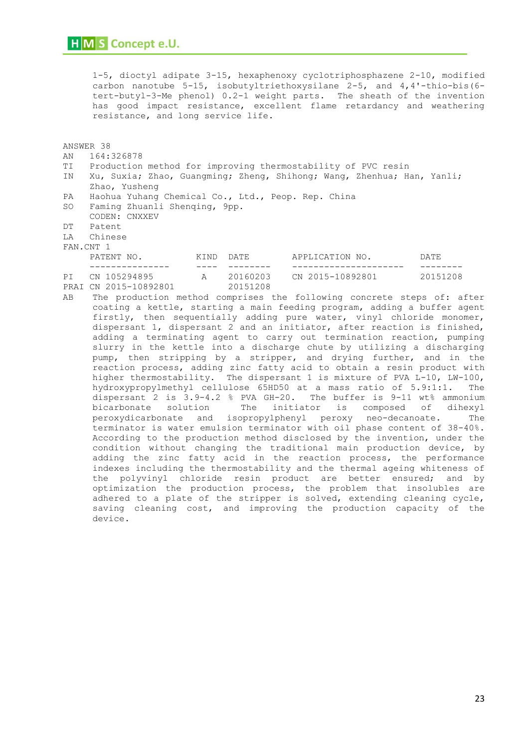1-5, dioctyl adipate 3-15, hexaphenoxy cyclotriphosphazene 2-10, modified carbon nanotube 5-15, isobutyltriethoxysilane 2-5, and 4,4'-thio-bis(6-tert-butyl-3-Me phenol) 0.2-1 weight parts. The sheath of the invention has good impact resistance, excellent flame retardancy and weathering resistance, and long service life.

ANSWER 38

AN 164:326878

TI Production method for improving thermostability of PVC resin

IN Xu, Suxia; Zhao, Guangming; Zheng, Shihong; Wang, Zhenhua; Han, Yanli; Zhao, Yusheng

PA Haohua Yuhang Chemical Co., Ltd., Peop. Rep. China

SO Faming Zhuanli Shenqing, 9pp.
CODEN: CNXXEV

DT Patent

LA Chinese

FAN.CNT 1

| | PATENT NO. | KIND | DATE | APPLICATION NO. | DATE |
|---|---|---|---|---|---|
| PI | CN 105294895 | A | 20160203 | CN 2015-10892801 | 20151208 |
| PRAI | CN 2015-10892801 | | 20151208 | | |

AB The production method comprises the following concrete steps of: after coating a kettle, starting a main feeding program, adding a buffer agent firstly, then sequentially adding pure water, vinyl chloride monomer, dispersant 1, dispersant 2 and an initiator, after reaction is finished, adding a terminating agent to carry out termination reaction, pumping slurry in the kettle into a discharge chute by utilizing a discharging pump, then stripping by a stripper, and drying further, and in the reaction process, adding zinc fatty acid to obtain a resin product with higher thermostability. The dispersant 1 is mixture of PVA L-10, LW-100, hydroxypropylmethyl cellulose 65HD50 at a mass ratio of 5.9:1:1. The dispersant 2 is 3.9-4.2 % PVA GH-20. The buffer is 9-11 wt% ammonium bicarbonate solution The initiator is composed of dihexyl peroxydicarbonate and isopropylphenyl peroxy neo-decanoate. The terminator is water emulsion terminator with oil phase content of 38-40%. According to the production method disclosed by the invention, under the condition without changing the traditional main production device, by adding the zinc fatty acid in the reaction process, the performance indexes including the thermostability and the thermal ageing whiteness of the polyvinyl chloride resin product are better ensured; and by optimization the production process, the problem that insolubles are adhered to a plate of the stripper is solved, extending cleaning cycle, saving cleaning cost, and improving the production capacity of the device.